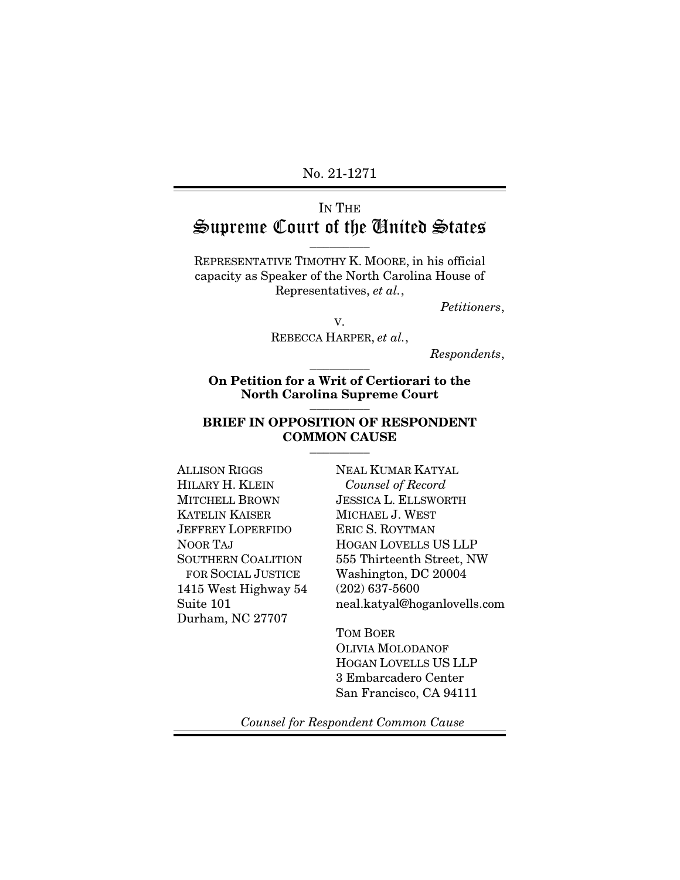No. 21-1271

IN THE

# Supreme Court of the United States

---

REPRESENTATIVE TIMOTHY K. MOORE, in his official capacity as Speaker of the North Carolina House of Representatives, *et al.*,

*Petitioners*,

v.

REBECCA HARPER, *et al.*,

*Respondents*,

---

**On Petition for a Writ of Certiorari to the North Carolina Supreme Court**

---

**BRIEF IN OPPOSITION OF RESPONDENT COMMON CAUSE**

---

ALLISON RIGGS
HILARY H. KLEIN
MITCHELL BROWN
KATELIN KAISER
JEFFREY LOPERFIDO
NOOR TAJ
SOUTHERN COALITION FOR SOCIAL JUSTICE
1415 West Highway 54
Suite 101
Durham, NC 27707

NEAL KUMAR KATYAL
*Counsel of Record*
JESSICA L. ELLSWORTH
MICHAEL J. WEST
ERIC S. ROYTMAN
HOGAN LOVELLS US LLP
555 Thirteenth Street, NW
Washington, DC 20004
(202) 637-5600
neal.katyal@hoganlovells.com

TOM BOER
OLIVIA MOLODANOF
HOGAN LOVELLS US LLP
3 Embarcadero Center
San Francisco, CA 94111

*Counsel for Respondent Common Cause*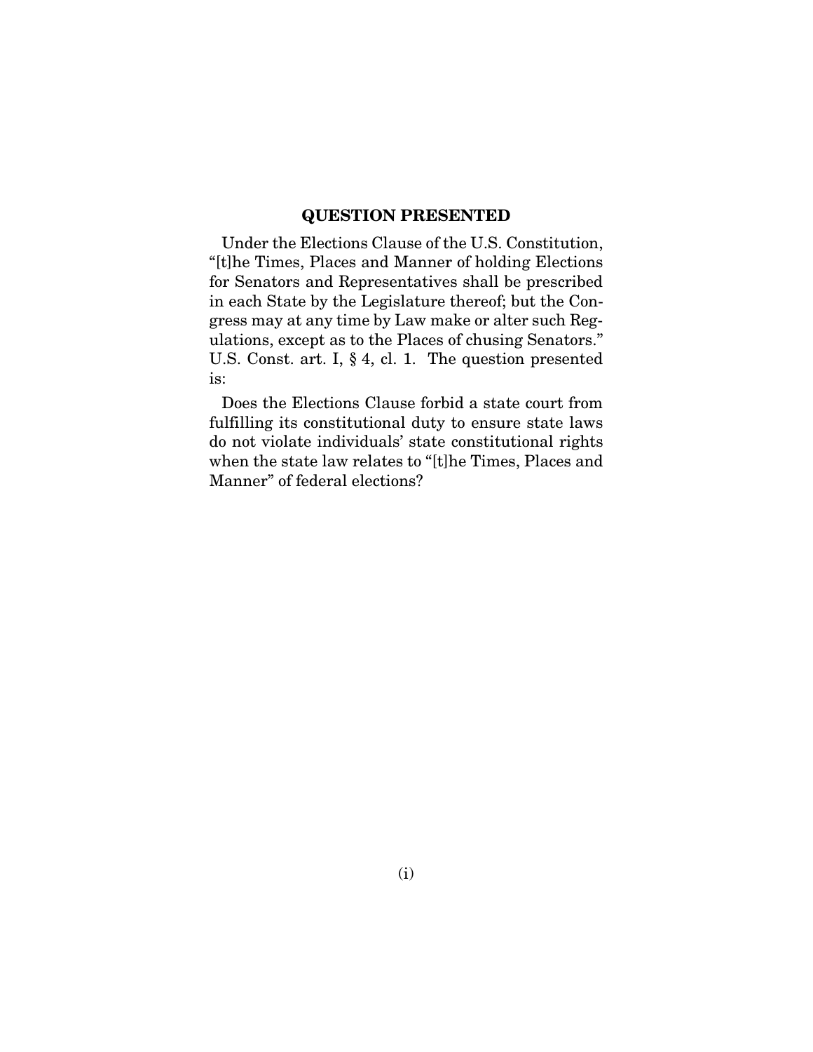## QUESTION PRESENTED

Under the Elections Clause of the U.S. Constitution, "[t]he Times, Places and Manner of holding Elections for Senators and Representatives shall be prescribed in each State by the Legislature thereof; but the Congress may at any time by Law make or alter such Regulations, except as to the Places of chusing Senators." U.S. Const. art. I, § 4, cl. 1. The question presented is:

Does the Elections Clause forbid a state court from fulfilling its constitutional duty to ensure state laws do not violate individuals' state constitutional rights when the state law relates to "[t]he Times, Places and Manner" of federal elections?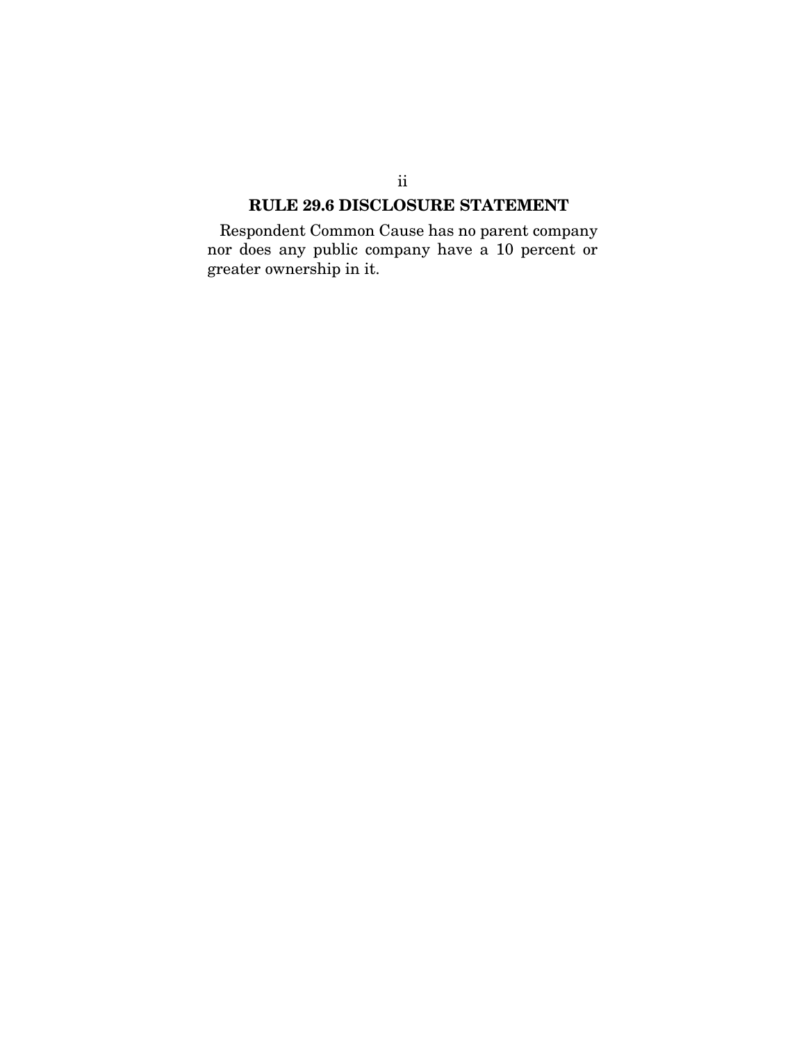## RULE 29.6 DISCLOSURE STATEMENT

Respondent Common Cause has no parent company nor does any public company have a 10 percent or greater ownership in it.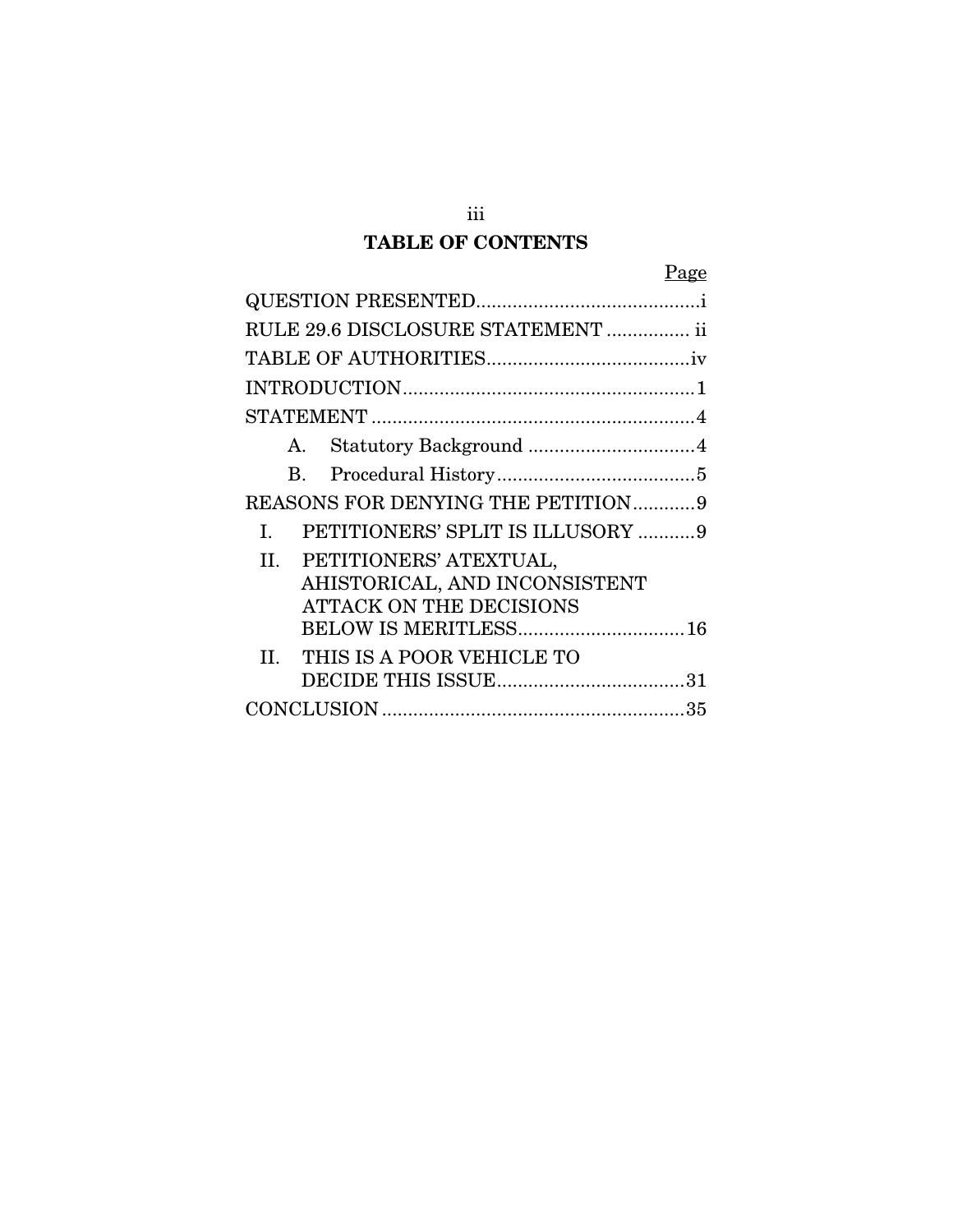# TABLE OF CONTENTS

| | Page |
|---|---|
| QUESTION PRESENTED | i |
| RULE 29.6 DISCLOSURE STATEMENT | ii |
| TABLE OF AUTHORITIES | iv |
| INTRODUCTION | 1 |
| STATEMENT | 4 |
| A. Statutory Background | 4 |
| B. Procedural History | 5 |
| REASONS FOR DENYING THE PETITION | 9 |
| I. PETITIONERS' SPLIT IS ILLUSORY | 9 |
| II. PETITIONERS' ATEXTUAL, AHISTORICAL, AND INCONSISTENT ATTACK ON THE DECISIONS BELOW IS MERITLESS | 16 |
| II. THIS IS A POOR VEHICLE TO DECIDE THIS ISSUE | 31 |
| CONCLUSION | 35 |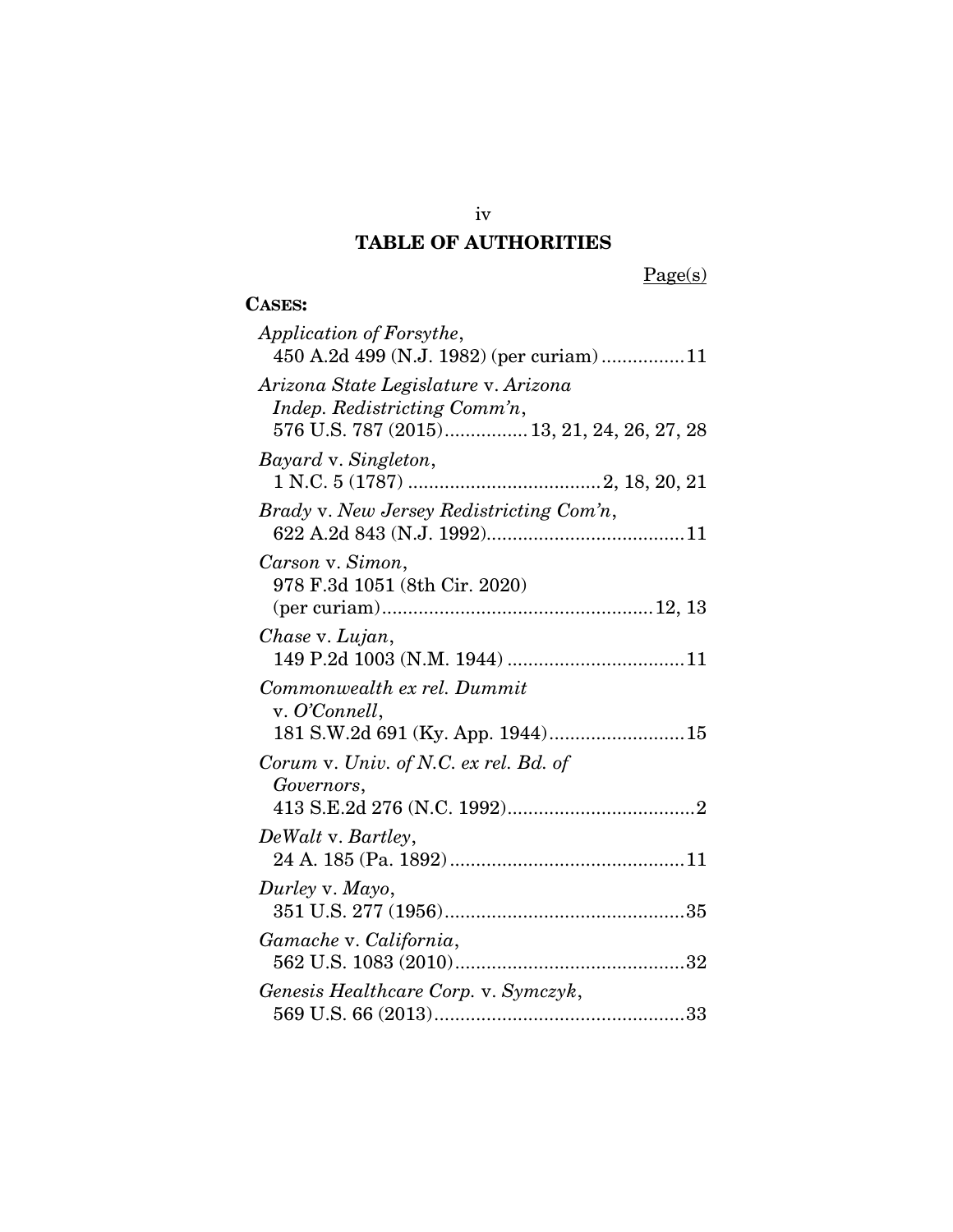## TABLE OF AUTHORITIES

Page(s)

**CASES:**

*Application of Forsythe*,
450 A.2d 499 (N.J. 1982) (per curiam) ................ 11

*Arizona State Legislature* v. *Arizona Indep. Redistricting Comm'n*,
576 U.S. 787 (2015) ................ 13, 21, 24, 26, 27, 28

*Bayard* v. *Singleton*,
1 N.C. 5 (1787) ..................................... 2, 18, 20, 21

*Brady* v. *New Jersey Redistricting Com'n*,
622 A.2d 843 (N.J. 1992) ...................................... 11

*Carson* v. *Simon*,
978 F.3d 1051 (8th Cir. 2020) (per curiam) .................................................... 12, 13

*Chase* v. *Lujan*,
149 P.2d 1003 (N.M. 1944) .................................. 11

*Commonwealth ex rel. Dummit* v. *O'Connell*,
181 S.W.2d 691 (Ky. App. 1944) .......................... 15

*Corum* v. *Univ. of N.C. ex rel. Bd. of Governors*,
413 S.E.2d 276 (N.C. 1992) .................................... 2

*DeWalt* v. *Bartley*,
24 A. 185 (Pa. 1892) ............................................. 11

*Durley* v. *Mayo*,
351 U.S. 277 (1956) .............................................. 35

*Gamache* v. *California*,
562 U.S. 1083 (2010) ............................................ 32

*Genesis Healthcare Corp.* v. *Symczyk*,
569 U.S. 66 (2013) ................................................ 33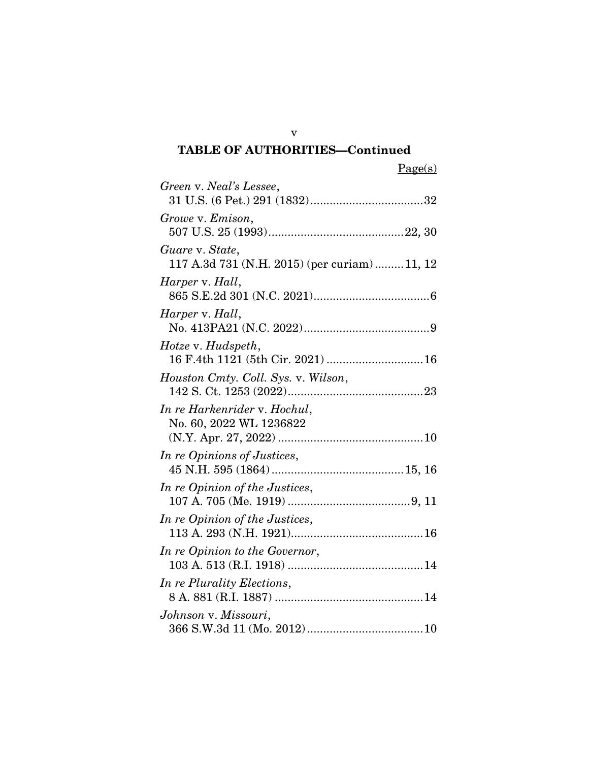## TABLE OF AUTHORITIES—Continued

Page(s)

*Green* v. *Neal's Lessee*,
31 U.S. (6 Pet.) 291 (1832) ................................... 32

*Growe* v. *Emison*,
507 U.S. 25 (1993) .......................................... 22, 30

*Guare* v. *State*,
117 A.3d 731 (N.H. 2015) (per curiam) ......... 11, 12

*Harper* v. *Hall*,
865 S.E.2d 301 (N.C. 2021) .................................... 6

*Harper* v. *Hall*,
No. 413PA21 (N.C. 2022) ....................................... 9

*Hotze* v. *Hudspeth*,
16 F.4th 1121 (5th Cir. 2021) .............................. 16

*Houston Cmty. Coll. Sys.* v. *Wilson*,
142 S. Ct. 1253 (2022) .......................................... 23

*In re Harkenrider* v. *Hochul*,
No. 60, 2022 WL 1236822
(N.Y. Apr. 27, 2022) ............................................. 10

*In re Opinions of Justices*,
45 N.H. 595 (1864) ......................................... 15, 16

*In re Opinion of the Justices*,
107 A. 705 (Me. 1919) ...................................... 9, 11

*In re Opinion of the Justices*,
113 A. 293 (N.H. 1921) ......................................... 16

*In re Opinion to the Governor*,
103 A. 513 (R.I. 1918) .......................................... 14

*In re Plurality Elections*,
8 A. 881 (R.I. 1887) .............................................. 14

*Johnson* v. *Missouri*,
366 S.W.3d 11 (Mo. 2012) .................................... 10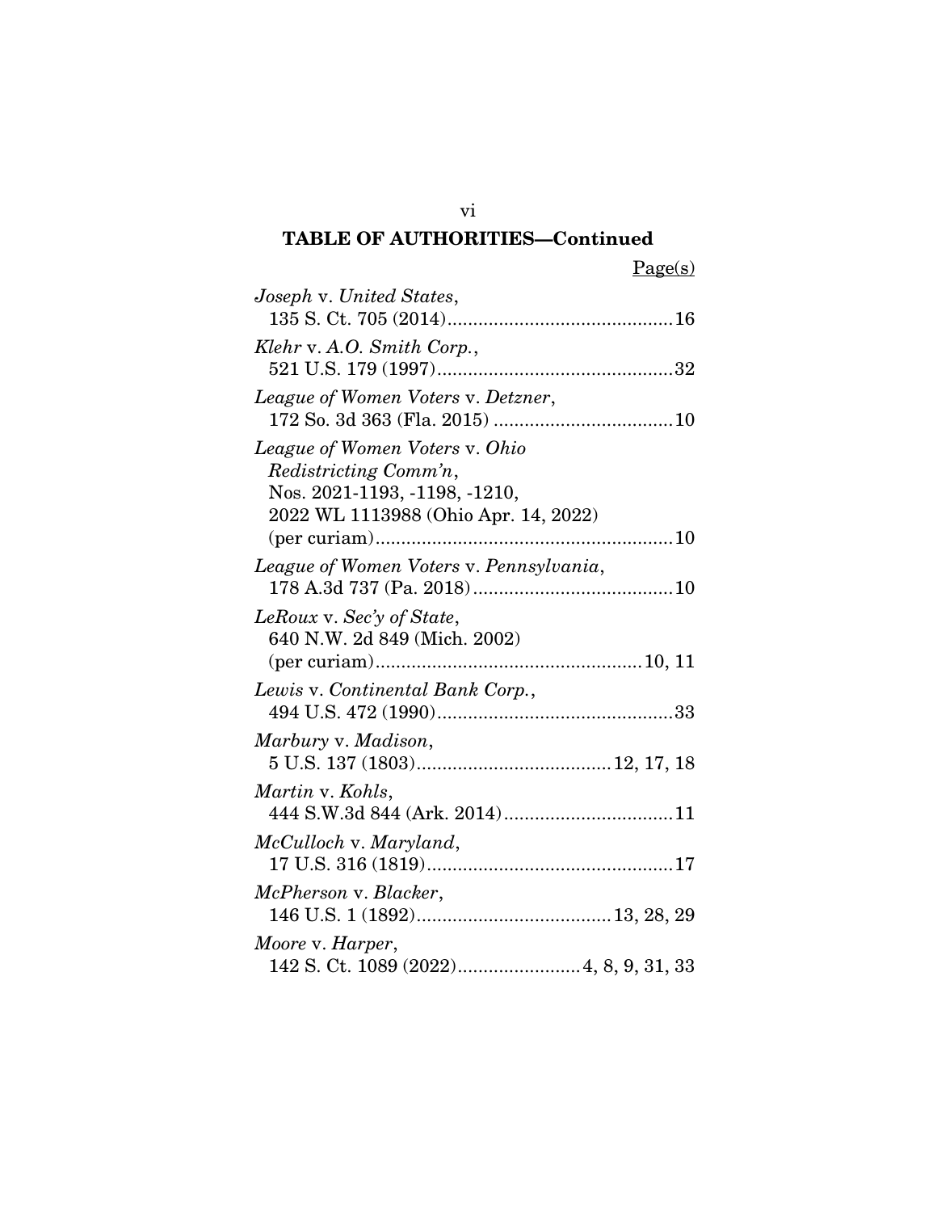## TABLE OF AUTHORITIES—Continued

Page(s)

*Joseph* v. *United States*,
135 S. Ct. 705 (2014) ............................................ 16

*Klehr* v. *A.O. Smith Corp.*,
521 U.S. 179 (1997) .............................................. 32

*League of Women Voters* v. *Detzner*,
172 So. 3d 363 (Fla. 2015) ................................... 10

*League of Women Voters* v. *Ohio Redistricting Comm'n*,
Nos. 2021-1193, -1198, -1210,
2022 WL 1113988 (Ohio Apr. 14, 2022)
(per curiam) .......................................................... 10

*League of Women Voters* v. *Pennsylvania*,
178 A.3d 737 (Pa. 2018) ....................................... 10

*LeRoux* v. *Sec'y of State*,
640 N.W. 2d 849 (Mich. 2002)
(per curiam) .................................................... 10, 11

*Lewis* v. *Continental Bank Corp.*,
494 U.S. 472 (1990) .............................................. 33

*Marbury* v. *Madison*,
5 U.S. 137 (1803) ...................................... 12, 17, 18

*Martin* v. *Kohls*,
444 S.W.3d 844 (Ark. 2014) ................................. 11

*McCulloch* v. *Maryland*,
17 U.S. 316 (1819) ................................................ 17

*McPherson* v. *Blacker*,
146 U.S. 1 (1892) ...................................... 13, 28, 29

*Moore* v. *Harper*,
142 S. Ct. 1089 (2022) ........................ 4, 8, 9, 31, 33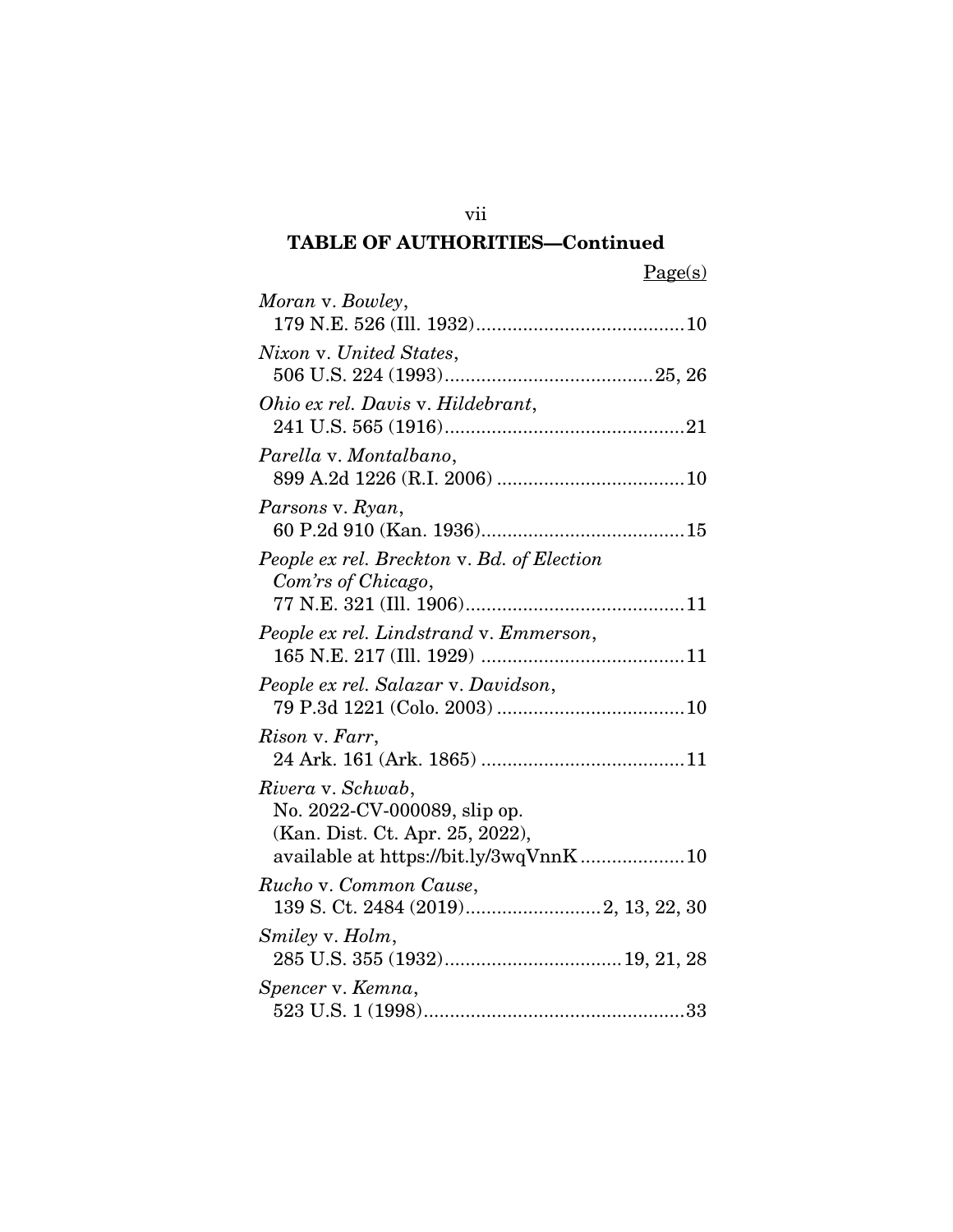## TABLE OF AUTHORITIES—Continued

Page(s)

*Moran* v. *Bowley*,
179 N.E. 526 (Ill. 1932)........................................10

*Nixon* v. *United States*,
506 U.S. 224 (1993)........................................25, 26

*Ohio ex rel. Davis* v. *Hildebrant*,
241 U.S. 565 (1916)..............................................21

*Parella* v. *Montalbano*,
899 A.2d 1226 (R.I. 2006) ....................................10

*Parsons* v. *Ryan*,
60 P.2d 910 (Kan. 1936).......................................15

*People ex rel. Breckton* v. *Bd. of Election Com'rs of Chicago*,
77 N.E. 321 (Ill. 1906)..........................................11

*People ex rel. Lindstrand* v. *Emmerson*,
165 N.E. 217 (Ill. 1929) .......................................11

*People ex rel. Salazar* v. *Davidson*,
79 P.3d 1221 (Colo. 2003) ....................................10

*Rison* v. *Farr*,
24 Ark. 161 (Ark. 1865) .......................................11

*Rivera* v. *Schwab*,
No. 2022-CV-000089, slip op.
(Kan. Dist. Ct. Apr. 25, 2022),
available at https://bit.ly/3wqVnnK....................10

*Rucho* v. *Common Cause*,
139 S. Ct. 2484 (2019)..........................2, 13, 22, 30

*Smiley* v. *Holm*,
285 U.S. 355 (1932)..................................19, 21, 28

*Spencer* v. *Kemna*,
523 U.S. 1 (1998)..................................................33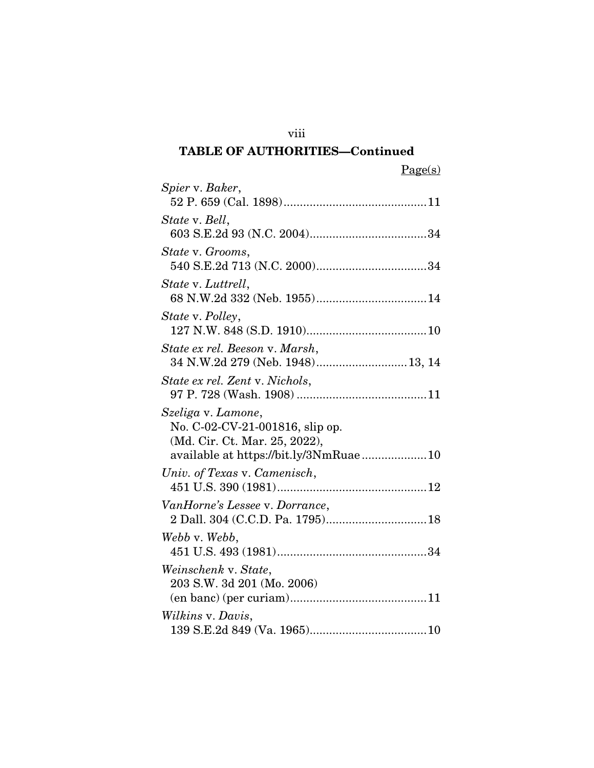## TABLE OF AUTHORITIES—Continued

Page(s)

*Spier* v. *Baker*,
52 P. 659 (Cal. 1898)............................................11

*State* v. *Bell*,
603 S.E.2d 93 (N.C. 2004)....................................34

*State* v. *Grooms*,
540 S.E.2d 713 (N.C. 2000)..................................34

*State* v. *Luttrell*,
68 N.W.2d 332 (Neb. 1955)..................................14

*State* v. *Polley*,
127 N.W. 848 (S.D. 1910).....................................10

*State ex rel. Beeson* v. *Marsh*,
34 N.W.2d 279 (Neb. 1948)............................13, 14

*State ex rel. Zent* v. *Nichols*,
97 P. 728 (Wash. 1908) ........................................11

*Szeliga* v. *Lamone*,
No. C-02-CV-21-001816, slip op.
(Md. Cir. Ct. Mar. 25, 2022),
available at https://bit.ly/3NmRuae ....................10

*Univ. of Texas* v. *Camenisch*,
451 U.S. 390 (1981)..............................................12

*VanHorne's Lessee* v. *Dorrance*,
2 Dall. 304 (C.C.D. Pa. 1795)...............................18

*Webb* v. *Webb*,
451 U.S. 493 (1981)..............................................34

*Weinschenk* v. *State*,
203 S.W. 3d 201 (Mo. 2006)
(en banc) (per curiam)..........................................11

*Wilkins* v. *Davis*,
139 S.E.2d 849 (Va. 1965)....................................10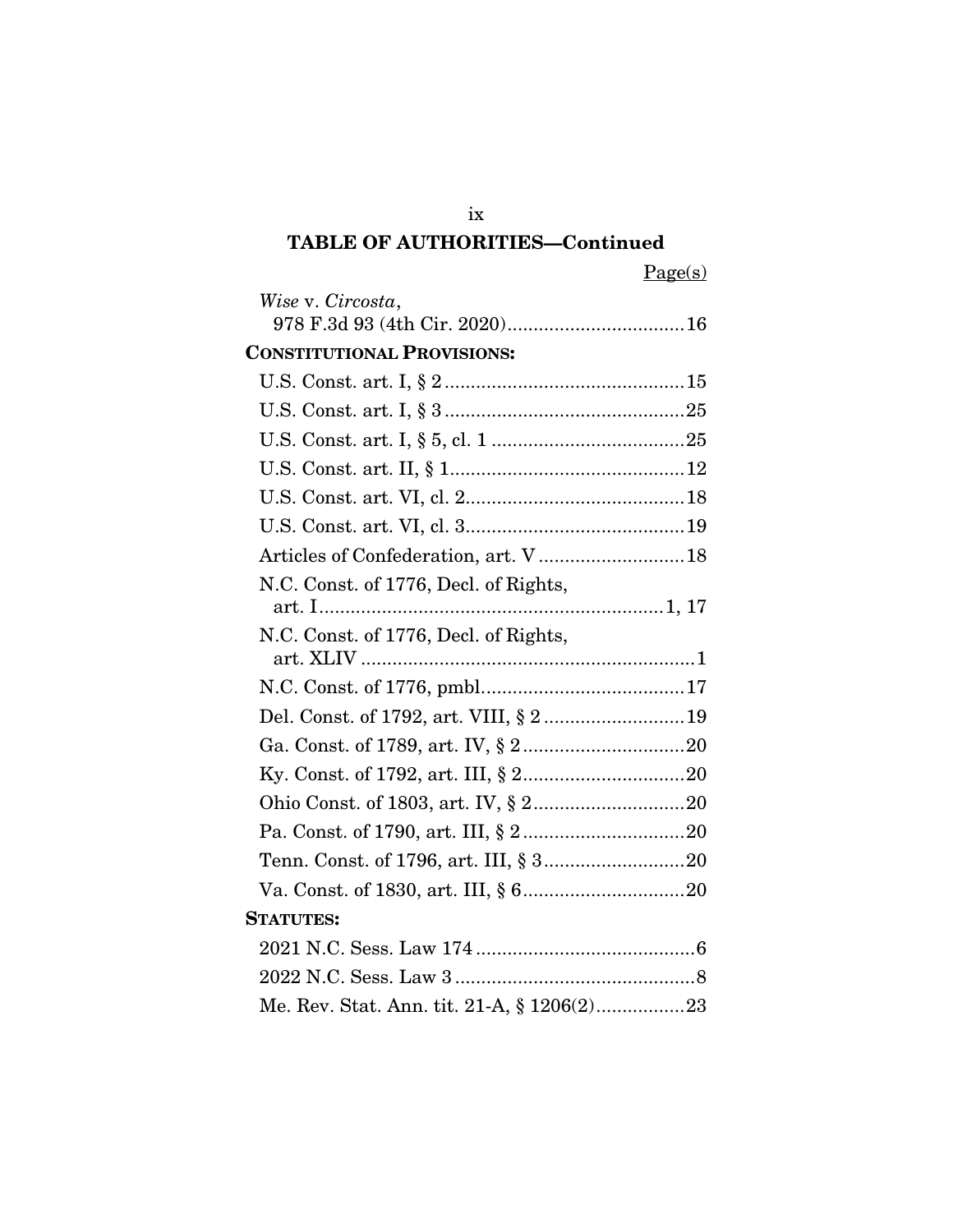## TABLE OF AUTHORITIES—Continued

Page(s)

*Wise* v. *Circosta*,
978 F.3d 93 (4th Cir. 2020)....16

**CONSTITUTIONAL PROVISIONS:**

U.S. Const. art. I, § 2....15

U.S. Const. art. I, § 3....25

U.S. Const. art. I, § 5, cl. 1....25

U.S. Const. art. II, § 1....12

U.S. Const. art. VI, cl. 2....18

U.S. Const. art. VI, cl. 3....19

Articles of Confederation, art. V....18

N.C. Const. of 1776, Decl. of Rights,
art. I....1, 17

N.C. Const. of 1776, Decl. of Rights,
art. XLIV....1

N.C. Const. of 1776, pmbl....17

Del. Const. of 1792, art. VIII, § 2....19

Ga. Const. of 1789, art. IV, § 2....20

Ky. Const. of 1792, art. III, § 2....20

Ohio Const. of 1803, art. IV, § 2....20

Pa. Const. of 1790, art. III, § 2....20

Tenn. Const. of 1796, art. III, § 3....20

Va. Const. of 1830, art. III, § 6....20

**STATUTES:**

2021 N.C. Sess. Law 174....6

2022 N.C. Sess. Law 3....8

Me. Rev. Stat. Ann. tit. 21-A, § 1206(2)....23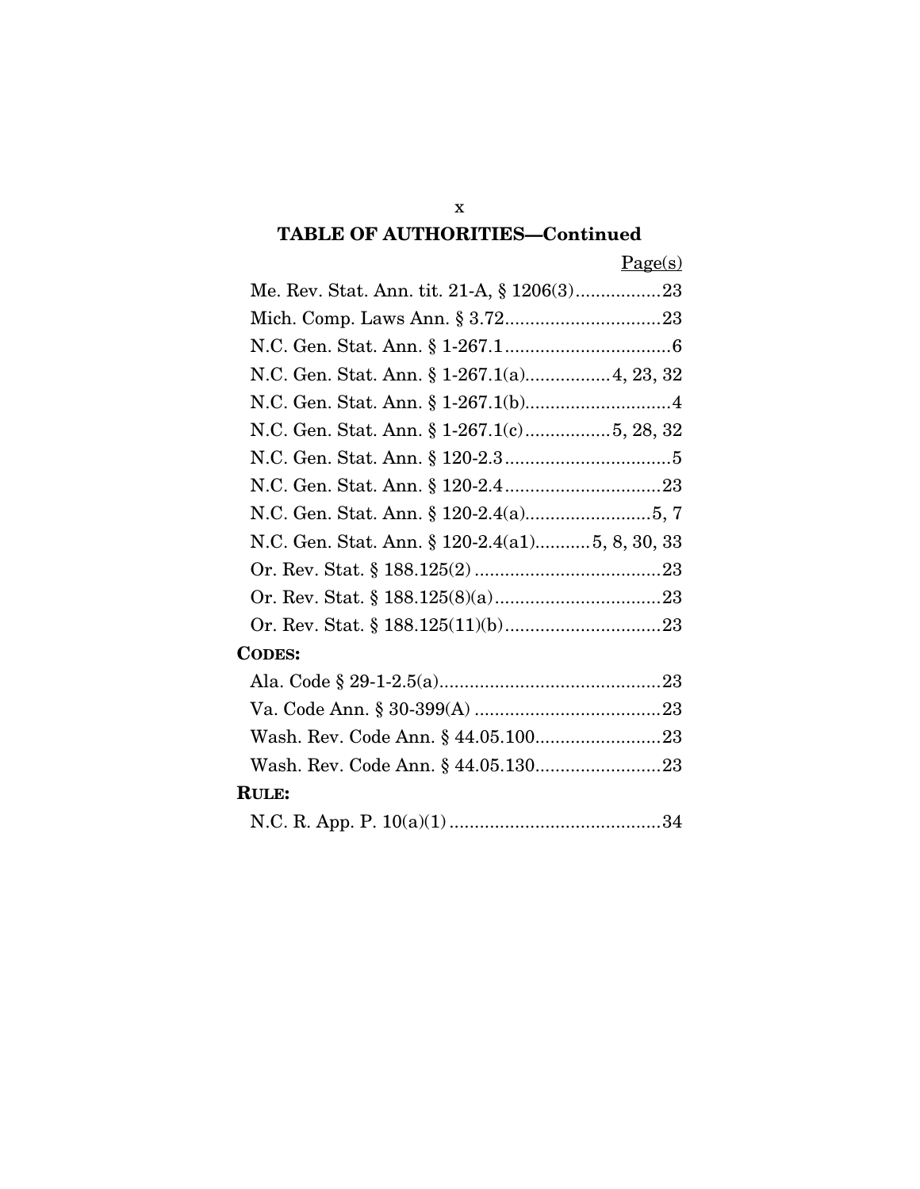## TABLE OF AUTHORITIES—Continued

Page(s)

Me. Rev. Stat. Ann. tit. 21-A, § 1206(3).................23

Mich. Comp. Laws Ann. § 3.72...............................23

N.C. Gen. Stat. Ann. § 1-267.1.................................6

N.C. Gen. Stat. Ann. § 1-267.1(a)................4, 23, 32

N.C. Gen. Stat. Ann. § 1-267.1(b).............................4

N.C. Gen. Stat. Ann. § 1-267.1(c)................5, 28, 32

N.C. Gen. Stat. Ann. § 120-2.3.................................5

N.C. Gen. Stat. Ann. § 120-2.4...............................23

N.C. Gen. Stat. Ann. § 120-2.4(a).........................5, 7

N.C. Gen. Stat. Ann. § 120-2.4(a1)...........5, 8, 30, 33

Or. Rev. Stat. § 188.125(2) .....................................23

Or. Rev. Stat. § 188.125(8)(a).................................23

Or. Rev. Stat. § 188.125(11)(b)...............................23

**CODES:**

Ala. Code § 29-1-2.5(a)............................................23

Va. Code Ann. § 30-399(A) .....................................23

Wash. Rev. Code Ann. § 44.05.100.........................23

Wash. Rev. Code Ann. § 44.05.130.........................23

**RULE:**

N.C. R. App. P. 10(a)(1) ..........................................34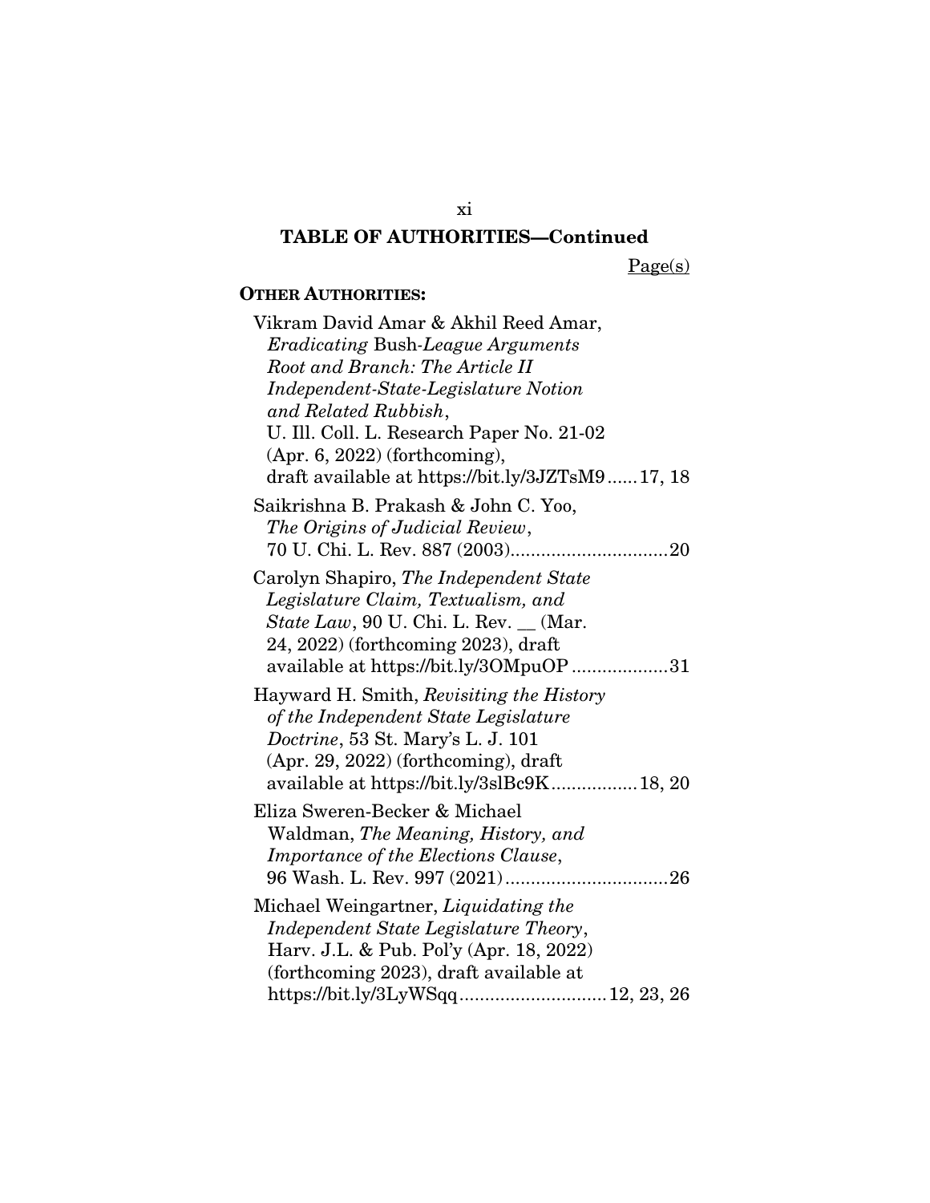## TABLE OF AUTHORITIES—Continued

Page(s)

**OTHER AUTHORITIES:**

Vikram David Amar & Akhil Reed Amar, *Eradicating* Bush-*League Arguments Root and Branch: The Article II Independent-State-Legislature Notion and Related Rubbish*, U. Ill. Coll. L. Research Paper No. 21-02 (Apr. 6, 2022) (forthcoming), draft available at https://bit.ly/3JZTsM9 ...... 17, 18

Saikrishna B. Prakash & John C. Yoo, *The Origins of Judicial Review*, 70 U. Chi. L. Rev. 887 (2003) ............................... 20

Carolyn Shapiro, *The Independent State Legislature Claim, Textualism, and State Law*, 90 U. Chi. L. Rev. __ (Mar. 24, 2022) (forthcoming 2023), draft available at https://bit.ly/3OMpuOP ................... 31

Hayward H. Smith, *Revisiting the History of the Independent State Legislature Doctrine*, 53 St. Mary's L. J. 101 (Apr. 29, 2022) (forthcoming), draft available at https://bit.ly/3slBc9K ................. 18, 20

Eliza Sweren-Becker & Michael Waldman, *The Meaning, History, and Importance of the Elections Clause*, 96 Wash. L. Rev. 997 (2021) ................................ 26

Michael Weingartner, *Liquidating the Independent State Legislature Theory*, Harv. J.L. & Pub. Pol'y (Apr. 18, 2022) (forthcoming 2023), draft available at https://bit.ly/3LyWSqq ............................. 12, 23, 26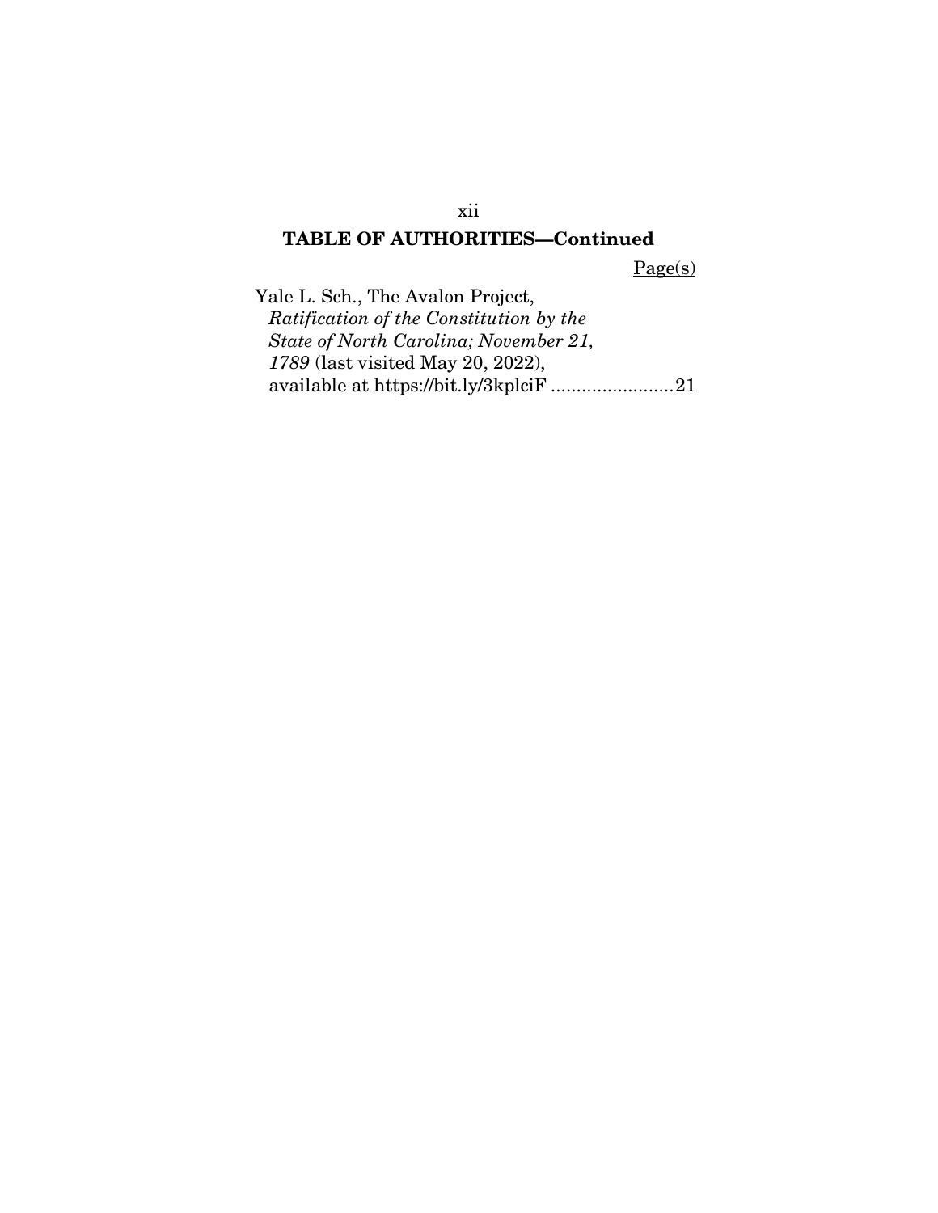## TABLE OF AUTHORITIES—Continued

Page(s)

Yale L. Sch., The Avalon Project, *Ratification of the Constitution by the State of North Carolina; November 21, 1789* (last visited May 20, 2022), available at https://bit.ly/3kplciF ........................21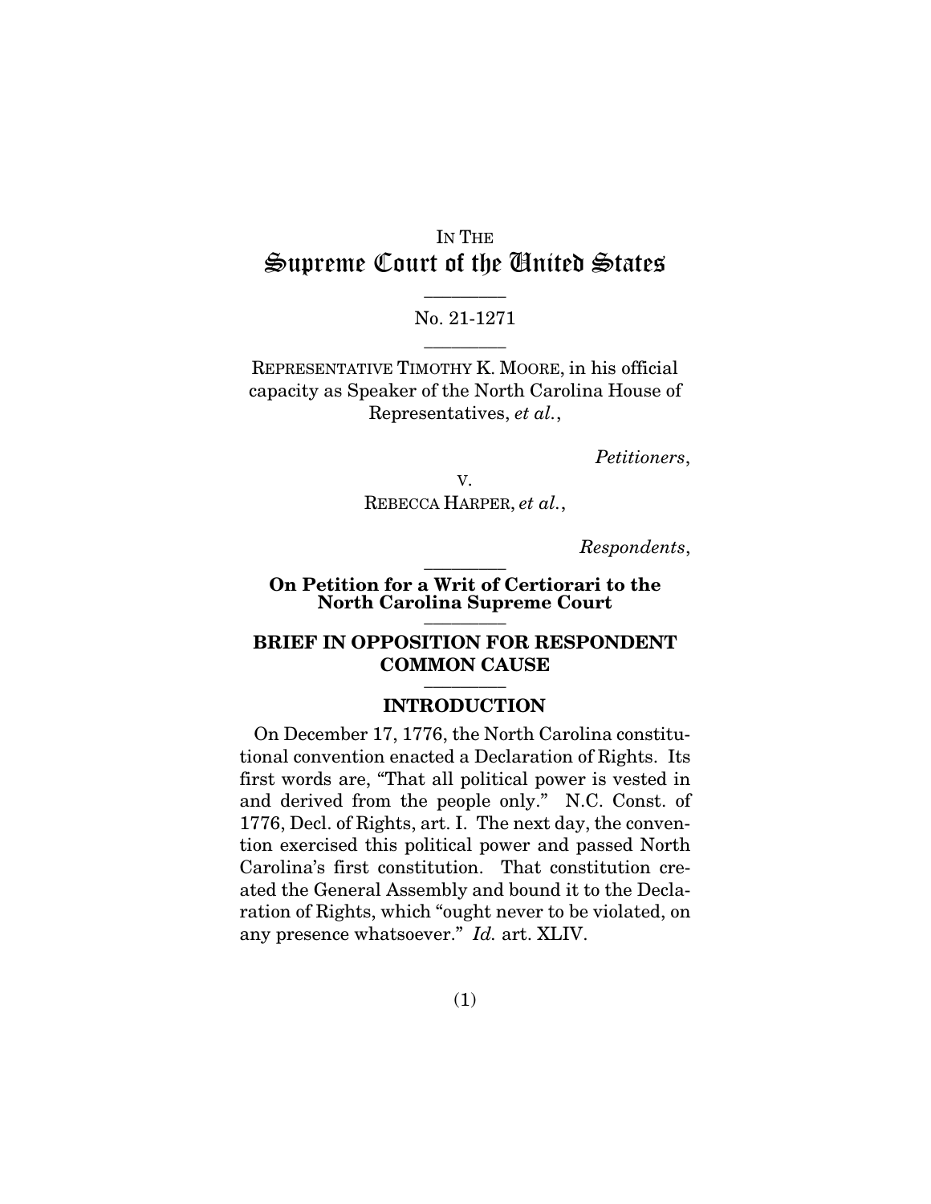IN THE
# Supreme Court of the United States

———————

No. 21-1271

———————

REPRESENTATIVE TIMOTHY K. MOORE, in his official capacity as Speaker of the North Carolina House of Representatives, *et al.*,

*Petitioners*,

v.

REBECCA HARPER, *et al.*,

*Respondents*,

———————

**On Petition for a Writ of Certiorari to the North Carolina Supreme Court**

———————

## BRIEF IN OPPOSITION FOR RESPONDENT COMMON CAUSE

———————

## INTRODUCTION

On December 17, 1776, the North Carolina constitutional convention enacted a Declaration of Rights. Its first words are, "That all political power is vested in and derived from the people only." N.C. Const. of 1776, Decl. of Rights, art. I. The next day, the convention exercised this political power and passed North Carolina's first constitution. That constitution created the General Assembly and bound it to the Declaration of Rights, which "ought never to be violated, on any presence whatsoever." *Id.* art. XLIV.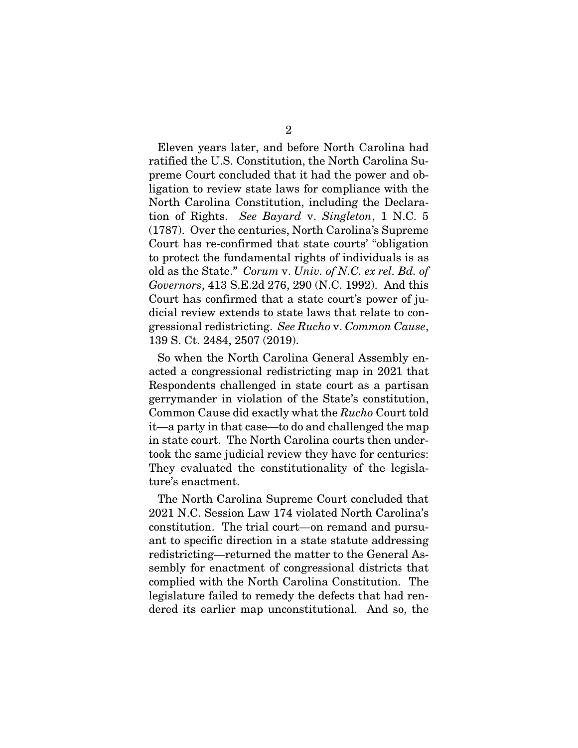Eleven years later, and before North Carolina had ratified the U.S. Constitution, the North Carolina Supreme Court concluded that it had the power and obligation to review state laws for compliance with the North Carolina Constitution, including the Declaration of Rights. *See Bayard* v. *Singleton*, 1 N.C. 5 (1787). Over the centuries, North Carolina's Supreme Court has re-confirmed that state courts' "obligation to protect the fundamental rights of individuals is as old as the State." *Corum* v. *Univ. of N.C. ex rel. Bd. of Governors*, 413 S.E.2d 276, 290 (N.C. 1992). And this Court has confirmed that a state court's power of judicial review extends to state laws that relate to congressional redistricting. *See Rucho* v. *Common Cause*, 139 S. Ct. 2484, 2507 (2019).

So when the North Carolina General Assembly enacted a congressional redistricting map in 2021 that Respondents challenged in state court as a partisan gerrymander in violation of the State's constitution, Common Cause did exactly what the *Rucho* Court told it—a party in that case—to do and challenged the map in state court. The North Carolina courts then undertook the same judicial review they have for centuries: They evaluated the constitutionality of the legislature's enactment.

The North Carolina Supreme Court concluded that 2021 N.C. Session Law 174 violated North Carolina's constitution. The trial court—on remand and pursuant to specific direction in a state statute addressing redistricting—returned the matter to the General Assembly for enactment of congressional districts that complied with the North Carolina Constitution. The legislature failed to remedy the defects that had rendered its earlier map unconstitutional. And so, the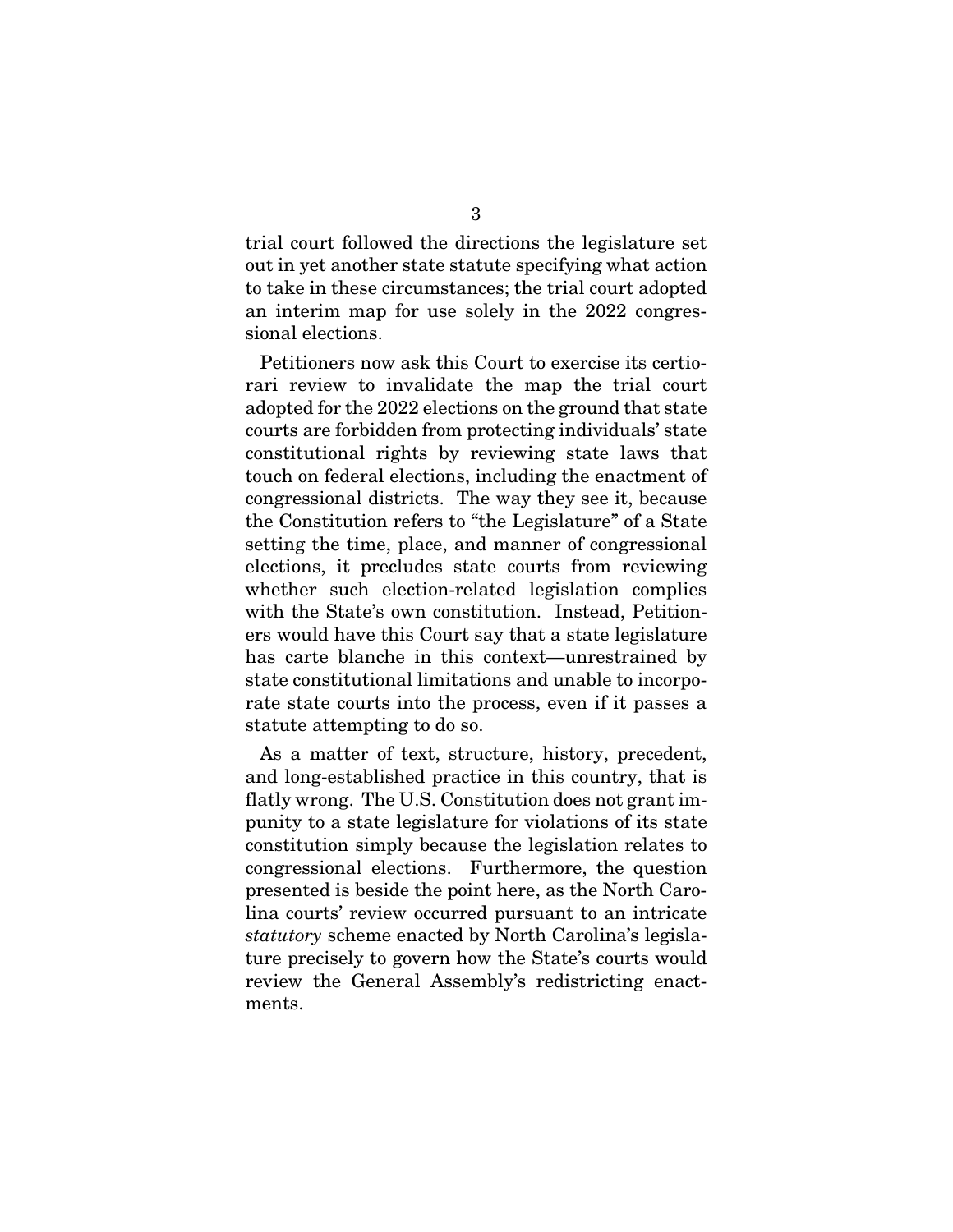trial court followed the directions the legislature set out in yet another state statute specifying what action to take in these circumstances; the trial court adopted an interim map for use solely in the 2022 congressional elections.

Petitioners now ask this Court to exercise its certiorari review to invalidate the map the trial court adopted for the 2022 elections on the ground that state courts are forbidden from protecting individuals' state constitutional rights by reviewing state laws that touch on federal elections, including the enactment of congressional districts. The way they see it, because the Constitution refers to "the Legislature" of a State setting the time, place, and manner of congressional elections, it precludes state courts from reviewing whether such election-related legislation complies with the State's own constitution. Instead, Petitioners would have this Court say that a state legislature has carte blanche in this context—unrestrained by state constitutional limitations and unable to incorporate state courts into the process, even if it passes a statute attempting to do so.

As a matter of text, structure, history, precedent, and long-established practice in this country, that is flatly wrong. The U.S. Constitution does not grant impunity to a state legislature for violations of its state constitution simply because the legislation relates to congressional elections. Furthermore, the question presented is beside the point here, as the North Carolina courts' review occurred pursuant to an intricate *statutory* scheme enacted by North Carolina's legislature precisely to govern how the State's courts would review the General Assembly's redistricting enactments.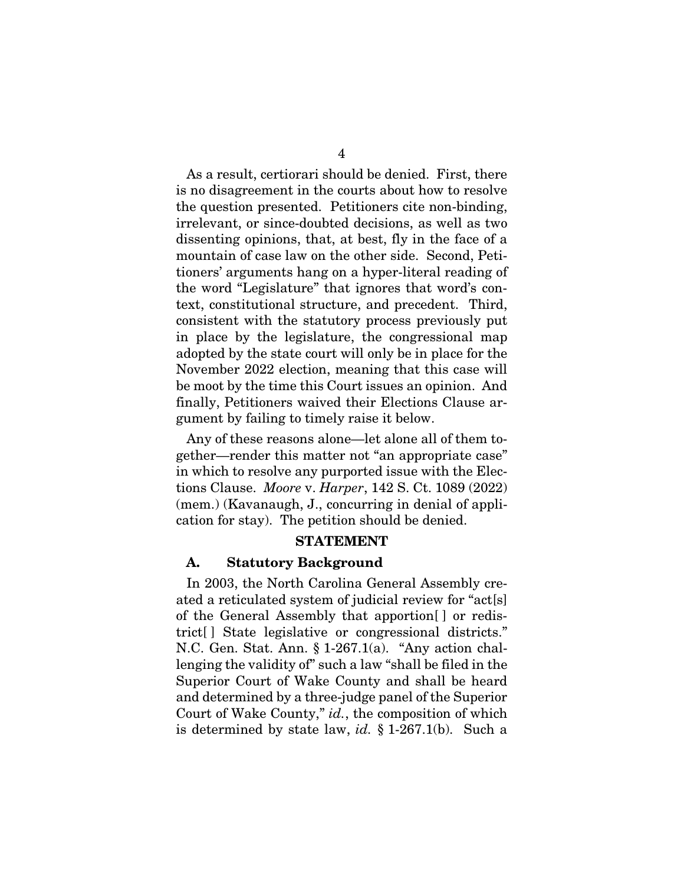As a result, certiorari should be denied. First, there is no disagreement in the courts about how to resolve the question presented. Petitioners cite non-binding, irrelevant, or since-doubted decisions, as well as two dissenting opinions, that, at best, fly in the face of a mountain of case law on the other side. Second, Petitioners' arguments hang on a hyper-literal reading of the word "Legislature" that ignores that word's context, constitutional structure, and precedent. Third, consistent with the statutory process previously put in place by the legislature, the congressional map adopted by the state court will only be in place for the November 2022 election, meaning that this case will be moot by the time this Court issues an opinion. And finally, Petitioners waived their Elections Clause argument by failing to timely raise it below.

Any of these reasons alone—let alone all of them together—render this matter not "an appropriate case" in which to resolve any purported issue with the Elections Clause. *Moore* v. *Harper*, 142 S. Ct. 1089 (2022) (mem.) (Kavanaugh, J., concurring in denial of application for stay). The petition should be denied.

## STATEMENT

### A. Statutory Background

In 2003, the North Carolina General Assembly created a reticulated system of judicial review for "act[s] of the General Assembly that apportion[ ] or redistrict[ ] State legislative or congressional districts." N.C. Gen. Stat. Ann. § 1-267.1(a). "Any action challenging the validity of" such a law "shall be filed in the Superior Court of Wake County and shall be heard and determined by a three-judge panel of the Superior Court of Wake County," *id.*, the composition of which is determined by state law, *id.* § 1-267.1(b). Such a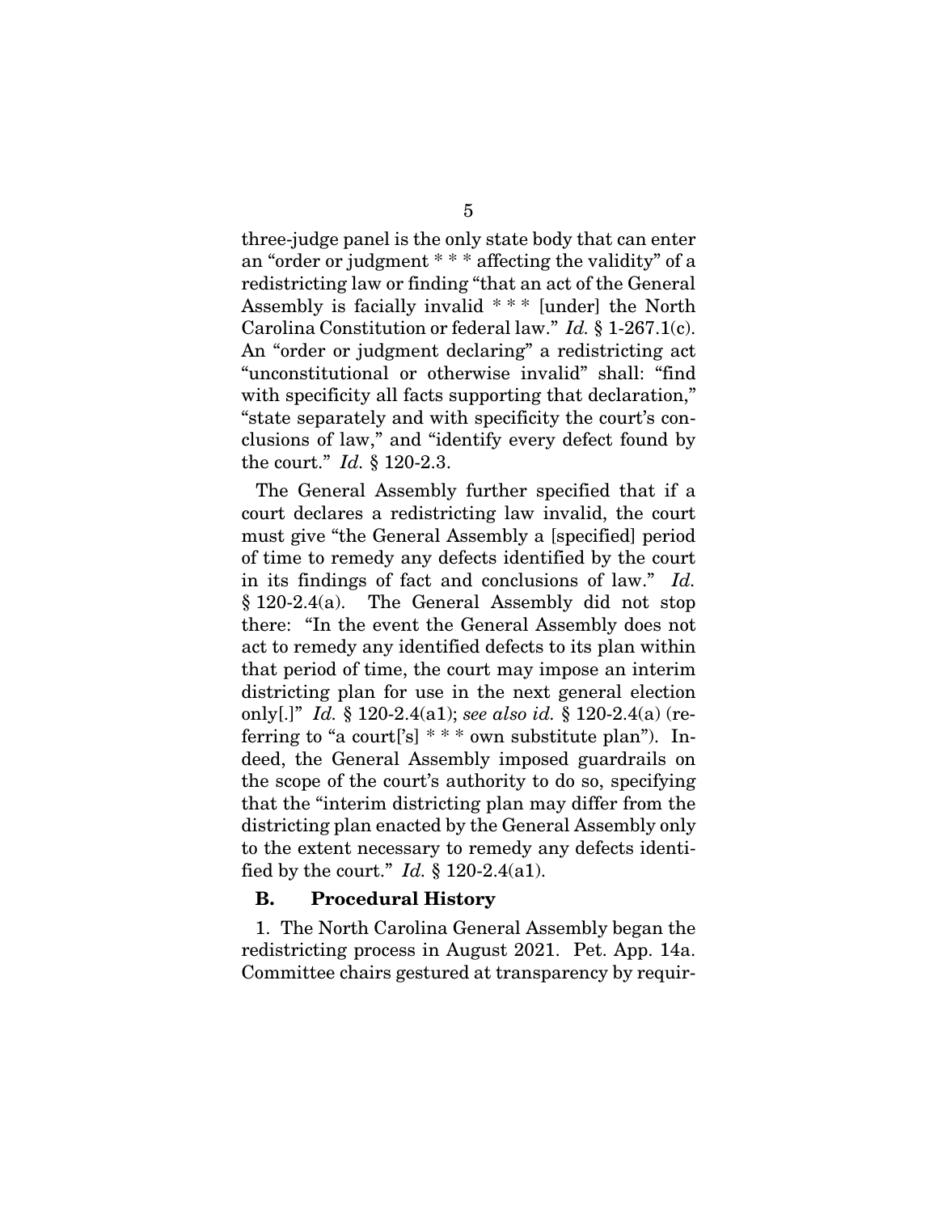three-judge panel is the only state body that can enter an "order or judgment * * * affecting the validity" of a redistricting law or finding "that an act of the General Assembly is facially invalid * * * [under] the North Carolina Constitution or federal law." *Id.* § 1-267.1(c). An "order or judgment declaring" a redistricting act "unconstitutional or otherwise invalid" shall: "find with specificity all facts supporting that declaration," "state separately and with specificity the court's conclusions of law," and "identify every defect found by the court." *Id.* § 120-2.3.

The General Assembly further specified that if a court declares a redistricting law invalid, the court must give "the General Assembly a [specified] period of time to remedy any defects identified by the court in its findings of fact and conclusions of law." *Id.* § 120-2.4(a). The General Assembly did not stop there: "In the event the General Assembly does not act to remedy any identified defects to its plan within that period of time, the court may impose an interim districting plan for use in the next general election only[.]" *Id.* § 120-2.4(a1); *see also id.* § 120-2.4(a) (referring to "a court['s] * * * own substitute plan"). Indeed, the General Assembly imposed guardrails on the scope of the court's authority to do so, specifying that the "interim districting plan may differ from the districting plan enacted by the General Assembly only to the extent necessary to remedy any defects identified by the court." *Id.* § 120-2.4(a1).

### B. Procedural History

1. The North Carolina General Assembly began the redistricting process in August 2021. Pet. App. 14a. Committee chairs gestured at transparency by requir-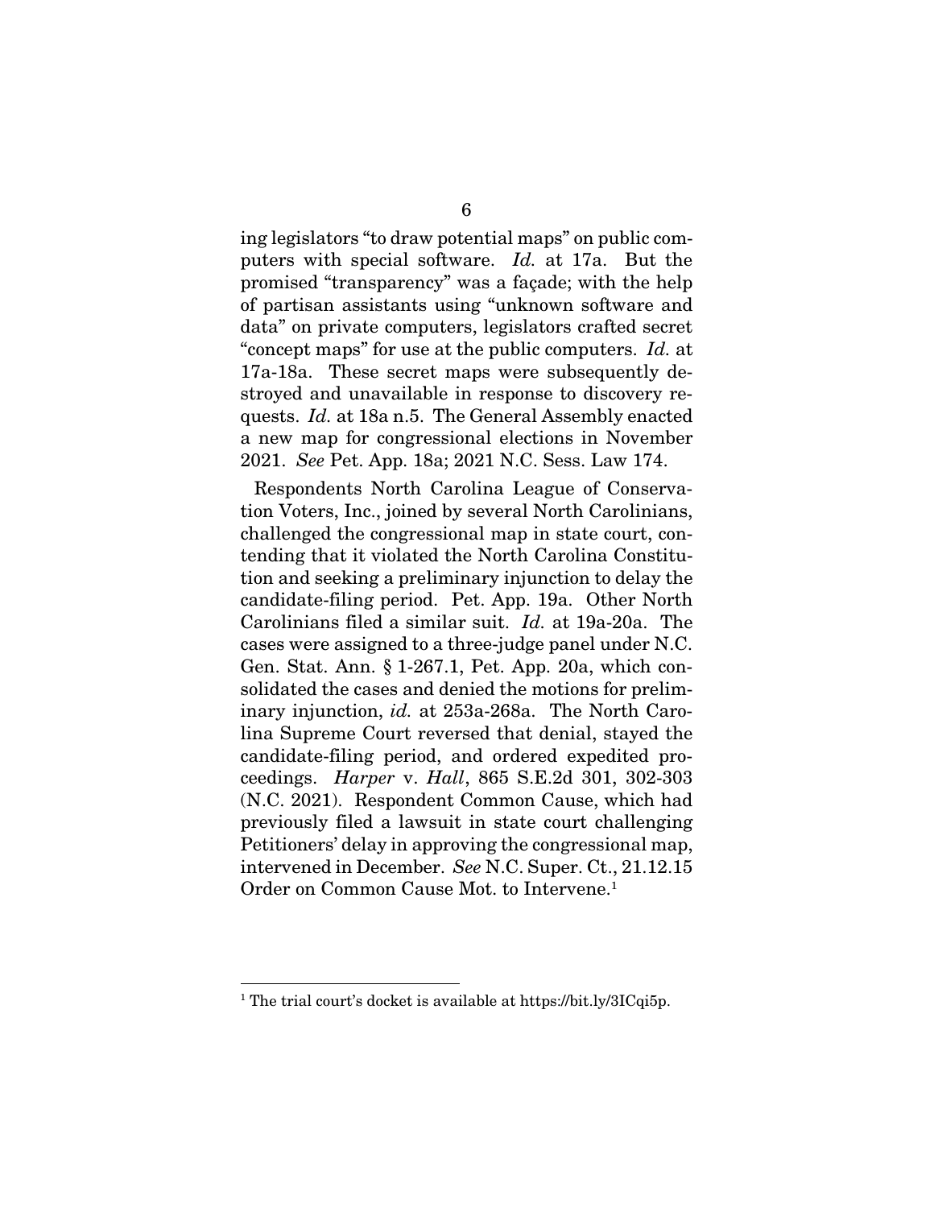ing legislators "to draw potential maps" on public computers with special software. *Id.* at 17a. But the promised "transparency" was a façade; with the help of partisan assistants using "unknown software and data" on private computers, legislators crafted secret "concept maps" for use at the public computers. *Id.* at 17a-18a. These secret maps were subsequently destroyed and unavailable in response to discovery requests. *Id.* at 18a n.5. The General Assembly enacted a new map for congressional elections in November 2021. *See* Pet. App. 18a; 2021 N.C. Sess. Law 174.

Respondents North Carolina League of Conservation Voters, Inc., joined by several North Carolinians, challenged the congressional map in state court, contending that it violated the North Carolina Constitution and seeking a preliminary injunction to delay the candidate-filing period. Pet. App. 19a. Other North Carolinians filed a similar suit. *Id.* at 19a-20a. The cases were assigned to a three-judge panel under N.C. Gen. Stat. Ann. § 1-267.1, Pet. App. 20a, which consolidated the cases and denied the motions for preliminary injunction, *id.* at 253a-268a. The North Carolina Supreme Court reversed that denial, stayed the candidate-filing period, and ordered expedited proceedings. *Harper* v. *Hall*, 865 S.E.2d 301, 302-303 (N.C. 2021). Respondent Common Cause, which had previously filed a lawsuit in state court challenging Petitioners' delay in approving the congressional map, intervened in December. *See* N.C. Super. Ct., 21.12.15 Order on Common Cause Mot. to Intervene.[1]

[1] The trial court's docket is available at https://bit.ly/3ICqi5p.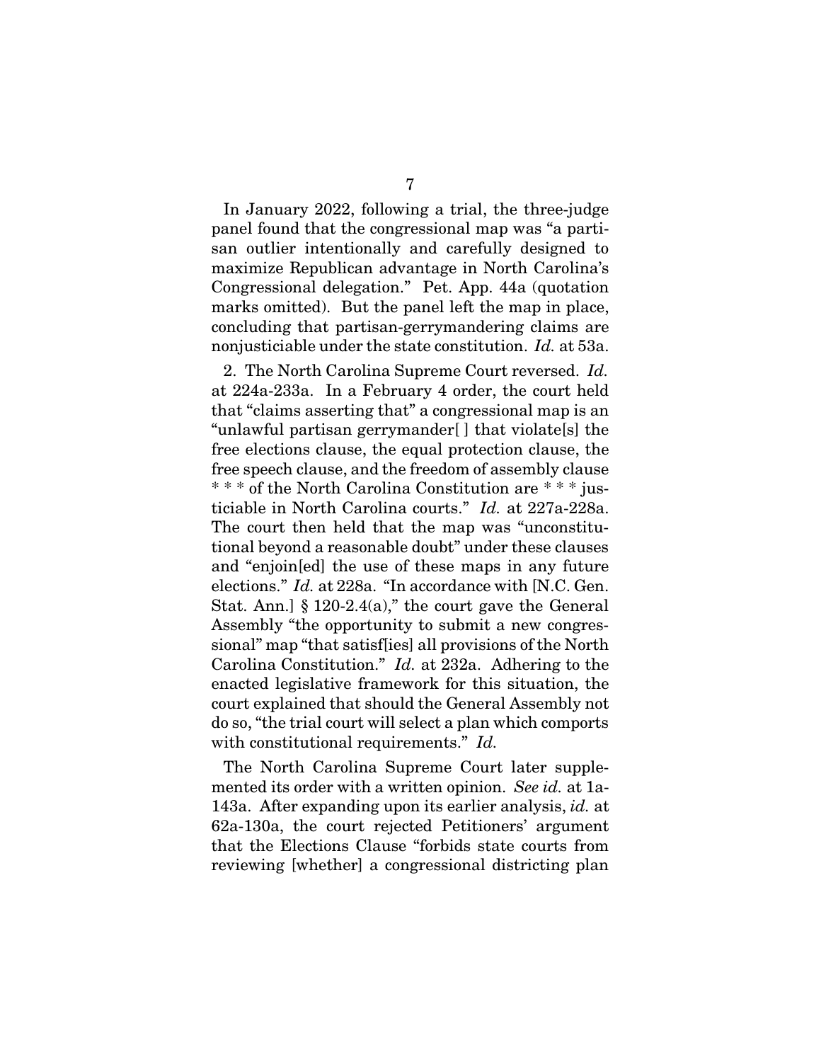In January 2022, following a trial, the three-judge panel found that the congressional map was "a partisan outlier intentionally and carefully designed to maximize Republican advantage in North Carolina's Congressional delegation." Pet. App. 44a (quotation marks omitted). But the panel left the map in place, concluding that partisan-gerrymandering claims are nonjusticiable under the state constitution. *Id.* at 53a.

2. The North Carolina Supreme Court reversed. *Id.* at 224a-233a. In a February 4 order, the court held that "claims asserting that" a congressional map is an "unlawful partisan gerrymander[ ] that violate[s] the free elections clause, the equal protection clause, the free speech clause, and the freedom of assembly clause * * * of the North Carolina Constitution are * * * justiciable in North Carolina courts." *Id.* at 227a-228a. The court then held that the map was "unconstitutional beyond a reasonable doubt" under these clauses and "enjoin[ed] the use of these maps in any future elections." *Id.* at 228a. "In accordance with [N.C. Gen. Stat. Ann.] § 120-2.4(a)," the court gave the General Assembly "the opportunity to submit a new congressional" map "that satisf[ies] all provisions of the North Carolina Constitution." *Id.* at 232a. Adhering to the enacted legislative framework for this situation, the court explained that should the General Assembly not do so, "the trial court will select a plan which comports with constitutional requirements." *Id.*

The North Carolina Supreme Court later supplemented its order with a written opinion. *See id.* at 1a-143a. After expanding upon its earlier analysis, *id.* at 62a-130a, the court rejected Petitioners' argument that the Elections Clause "forbids state courts from reviewing [whether] a congressional districting plan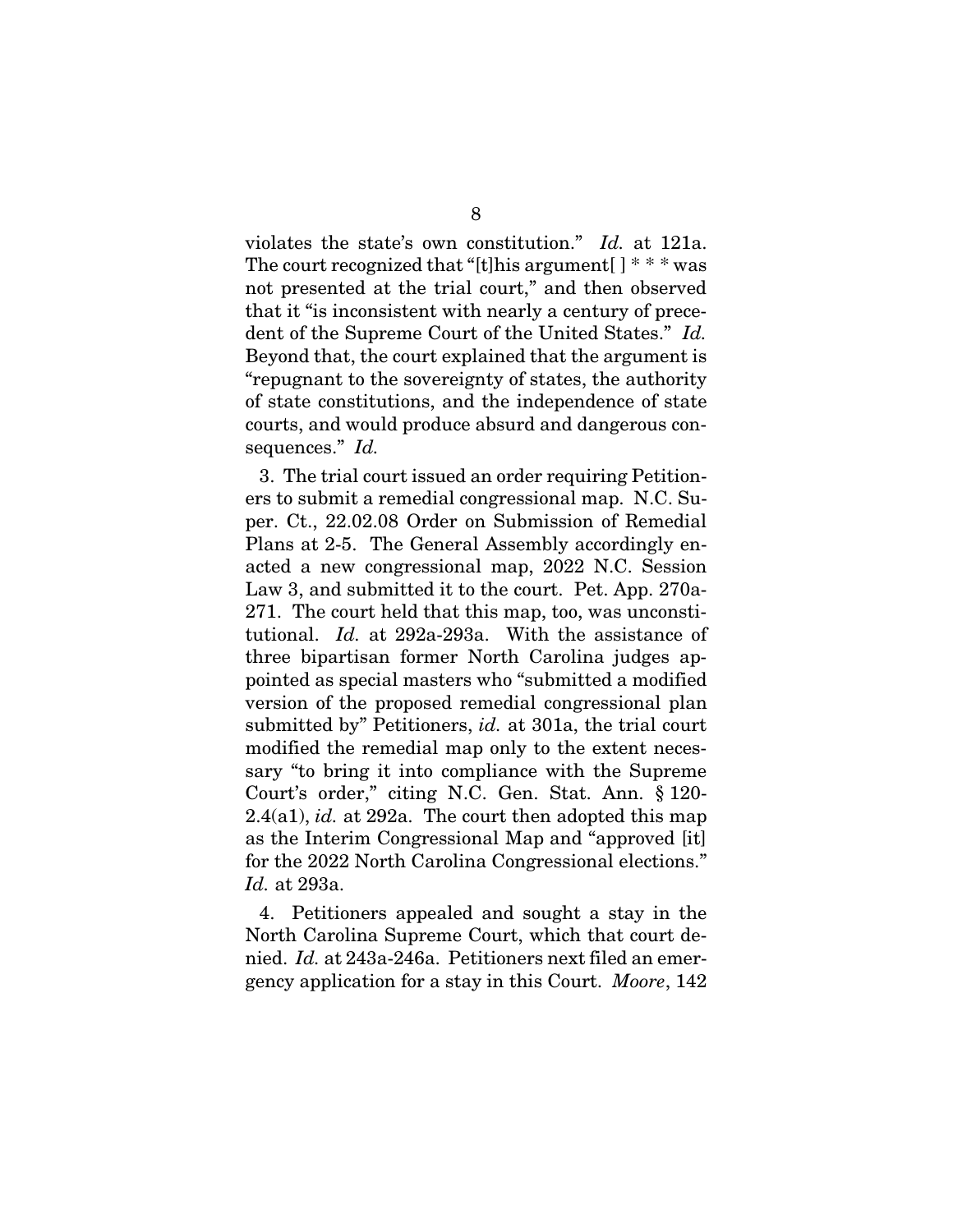violates the state's own constitution." *Id.* at 121a. The court recognized that "[t]his argument[ ] * * * was not presented at the trial court," and then observed that it "is inconsistent with nearly a century of precedent of the Supreme Court of the United States." *Id.* Beyond that, the court explained that the argument is "repugnant to the sovereignty of states, the authority of state constitutions, and the independence of state courts, and would produce absurd and dangerous consequences." *Id.*

3. The trial court issued an order requiring Petitioners to submit a remedial congressional map. N.C. Super. Ct., 22.02.08 Order on Submission of Remedial Plans at 2-5. The General Assembly accordingly enacted a new congressional map, 2022 N.C. Session Law 3, and submitted it to the court. Pet. App. 270a-271. The court held that this map, too, was unconstitutional. *Id.* at 292a-293a. With the assistance of three bipartisan former North Carolina judges appointed as special masters who "submitted a modified version of the proposed remedial congressional plan submitted by" Petitioners, *id.* at 301a, the trial court modified the remedial map only to the extent necessary "to bring it into compliance with the Supreme Court's order," citing N.C. Gen. Stat. Ann. § 120-2.4(a1), *id.* at 292a. The court then adopted this map as the Interim Congressional Map and "approved [it] for the 2022 North Carolina Congressional elections." *Id.* at 293a.

4. Petitioners appealed and sought a stay in the North Carolina Supreme Court, which that court denied. *Id.* at 243a-246a. Petitioners next filed an emergency application for a stay in this Court. *Moore*, 142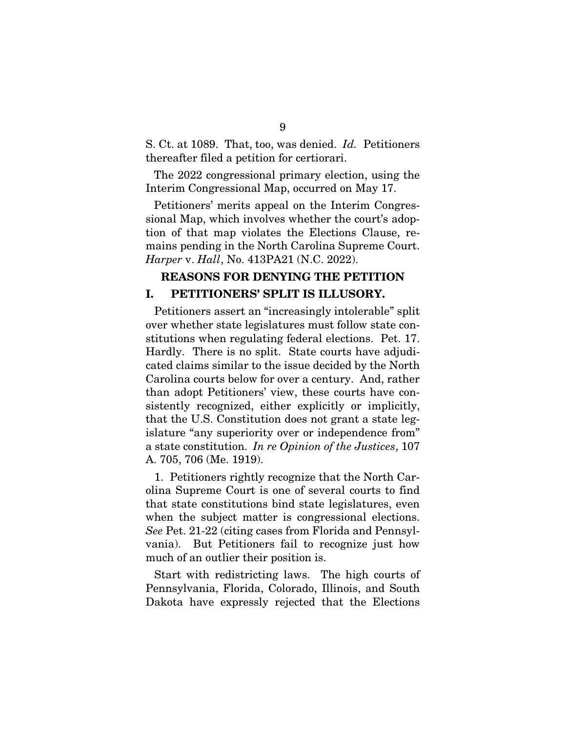S. Ct. at 1089. That, too, was denied. *Id.* Petitioners thereafter filed a petition for certiorari.

The 2022 congressional primary election, using the Interim Congressional Map, occurred on May 17.

Petitioners' merits appeal on the Interim Congressional Map, which involves whether the court's adoption of that map violates the Elections Clause, remains pending in the North Carolina Supreme Court. *Harper* v. *Hall*, No. 413PA21 (N.C. 2022).

## REASONS FOR DENYING THE PETITION

## I. PETITIONERS' SPLIT IS ILLUSORY.

Petitioners assert an "increasingly intolerable" split over whether state legislatures must follow state constitutions when regulating federal elections. Pet. 17. Hardly. There is no split. State courts have adjudicated claims similar to the issue decided by the North Carolina courts below for over a century. And, rather than adopt Petitioners' view, these courts have consistently recognized, either explicitly or implicitly, that the U.S. Constitution does not grant a state legislature "any superiority over or independence from" a state constitution. *In re Opinion of the Justices*, 107 A. 705, 706 (Me. 1919).

1. Petitioners rightly recognize that the North Carolina Supreme Court is one of several courts to find that state constitutions bind state legislatures, even when the subject matter is congressional elections. *See* Pet. 21-22 (citing cases from Florida and Pennsylvania). But Petitioners fail to recognize just how much of an outlier their position is.

Start with redistricting laws. The high courts of Pennsylvania, Florida, Colorado, Illinois, and South Dakota have expressly rejected that the Elections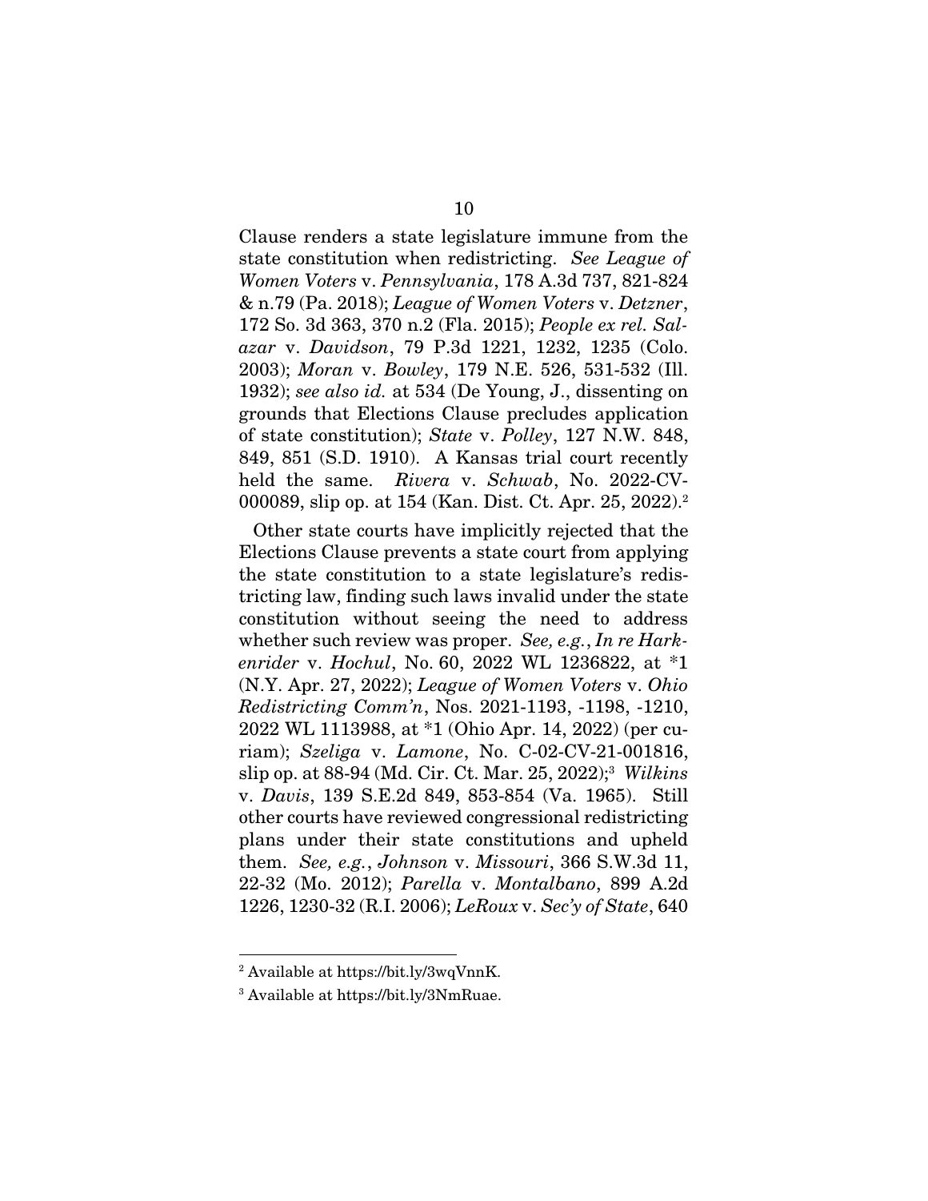Clause renders a state legislature immune from the state constitution when redistricting. *See League of Women Voters* v. *Pennsylvania*, 178 A.3d 737, 821-824 & n.79 (Pa. 2018); *League of Women Voters* v. *Detzner*, 172 So. 3d 363, 370 n.2 (Fla. 2015); *People ex rel. Salazar* v. *Davidson*, 79 P.3d 1221, 1232, 1235 (Colo. 2003); *Moran* v. *Bowley*, 179 N.E. 526, 531-532 (Ill. 1932); *see also id.* at 534 (De Young, J., dissenting on grounds that Elections Clause precludes application of state constitution); *State* v. *Polley*, 127 N.W. 848, 849, 851 (S.D. 1910). A Kansas trial court recently held the same. *Rivera* v. *Schwab*, No. 2022-CV-000089, slip op. at 154 (Kan. Dist. Ct. Apr. 25, 2022).[2]

Other state courts have implicitly rejected that the Elections Clause prevents a state court from applying the state constitution to a state legislature's redistricting law, finding such laws invalid under the state constitution without seeing the need to address whether such review was proper. *See, e.g.*, *In re Harkenrider* v. *Hochul*, No. 60, 2022 WL 1236822, at *1 (N.Y. Apr. 27, 2022); *League of Women Voters* v. *Ohio Redistricting Comm'n*, Nos. 2021-1193, -1198, -1210, 2022 WL 1113988, at *1 (Ohio Apr. 14, 2022) (per curiam); *Szeliga* v. *Lamone*, No. C-02-CV-21-001816, slip op. at 88-94 (Md. Cir. Ct. Mar. 25, 2022);[3] *Wilkins* v. *Davis*, 139 S.E.2d 849, 853-854 (Va. 1965). Still other courts have reviewed congressional redistricting plans under their state constitutions and upheld them. *See, e.g.*, *Johnson* v. *Missouri*, 366 S.W.3d 11, 22-32 (Mo. 2012); *Parella* v. *Montalbano*, 899 A.2d 1226, 1230-32 (R.I. 2006); *LeRoux* v. *Sec'y of State*, 640

---

[2] Available at https://bit.ly/3wqVnnK.

[3] Available at https://bit.ly/3NmRuae.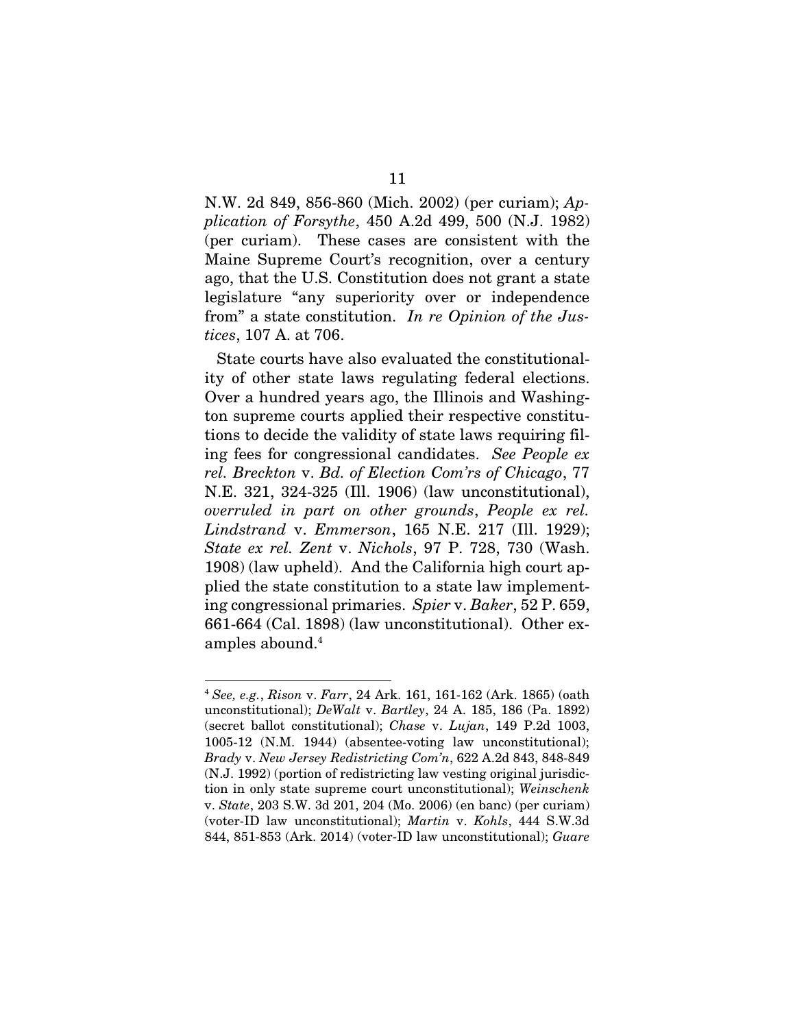N.W. 2d 849, 856-860 (Mich. 2002) (per curiam); *Application of Forsythe*, 450 A.2d 499, 500 (N.J. 1982) (per curiam). These cases are consistent with the Maine Supreme Court's recognition, over a century ago, that the U.S. Constitution does not grant a state legislature "any superiority over or independence from" a state constitution. *In re Opinion of the Justices*, 107 A. at 706.

State courts have also evaluated the constitutionality of other state laws regulating federal elections. Over a hundred years ago, the Illinois and Washington supreme courts applied their respective constitutions to decide the validity of state laws requiring filing fees for congressional candidates. *See People ex rel. Breckton* v. *Bd. of Election Com'rs of Chicago*, 77 N.E. 321, 324-325 (Ill. 1906) (law unconstitutional), *overruled in part on other grounds*, *People ex rel. Lindstrand* v. *Emmerson*, 165 N.E. 217 (Ill. 1929); *State ex rel. Zent* v. *Nichols*, 97 P. 728, 730 (Wash. 1908) (law upheld). And the California high court applied the state constitution to a state law implementing congressional primaries. *Spier* v. *Baker*, 52 P. 659, 661-664 (Cal. 1898) (law unconstitutional). Other examples abound.[4]

---

[4] *See, e.g.*, *Rison* v. *Farr*, 24 Ark. 161, 161-162 (Ark. 1865) (oath unconstitutional); *DeWalt* v. *Bartley*, 24 A. 185, 186 (Pa. 1892) (secret ballot constitutional); *Chase* v. *Lujan*, 149 P.2d 1003, 1005-12 (N.M. 1944) (absentee-voting law unconstitutional); *Brady* v. *New Jersey Redistricting Com'n*, 622 A.2d 843, 848-849 (N.J. 1992) (portion of redistricting law vesting original jurisdiction in only state supreme court unconstitutional); *Weinschenk* v. *State*, 203 S.W. 3d 201, 204 (Mo. 2006) (en banc) (per curiam) (voter-ID law unconstitutional); *Martin* v. *Kohls*, 444 S.W.3d 844, 851-853 (Ark. 2014) (voter-ID law unconstitutional); *Guare*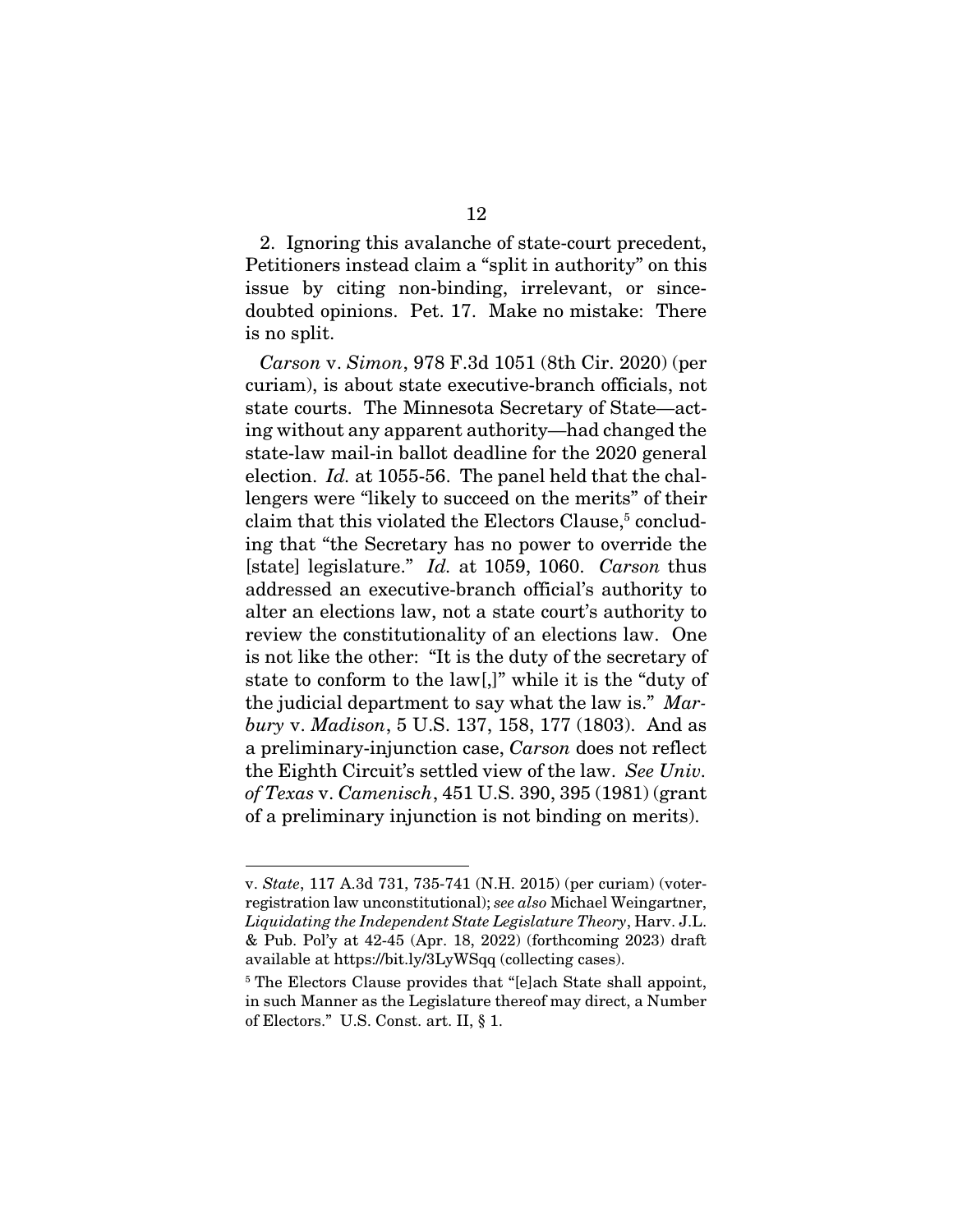2. Ignoring this avalanche of state-court precedent, Petitioners instead claim a "split in authority" on this issue by citing non-binding, irrelevant, or since-doubted opinions. Pet. 17. Make no mistake: There is no split.

*Carson* v. *Simon*, 978 F.3d 1051 (8th Cir. 2020) (per curiam), is about state executive-branch officials, not state courts. The Minnesota Secretary of State—acting without any apparent authority—had changed the state-law mail-in ballot deadline for the 2020 general election. *Id.* at 1055-56. The panel held that the challengers were "likely to succeed on the merits" of their claim that this violated the Electors Clause,[5] concluding that "the Secretary has no power to override the [state] legislature." *Id.* at 1059, 1060. *Carson* thus addressed an executive-branch official's authority to alter an elections law, not a state court's authority to review the constitutionality of an elections law. One is not like the other: "It is the duty of the secretary of state to conform to the law[,]" while it is the "duty of the judicial department to say what the law is." *Marbury* v. *Madison*, 5 U.S. 137, 158, 177 (1803). And as a preliminary-injunction case, *Carson* does not reflect the Eighth Circuit's settled view of the law. *See Univ. of Texas* v. *Camenisch*, 451 U.S. 390, 395 (1981) (grant of a preliminary injunction is not binding on merits).

---

v. *State*, 117 A.3d 731, 735-741 (N.H. 2015) (per curiam) (voter-registration law unconstitutional); *see also* Michael Weingartner, *Liquidating the Independent State Legislature Theory*, Harv. J.L. & Pub. Pol'y at 42-45 (Apr. 18, 2022) (forthcoming 2023) draft available at https://bit.ly/3LyWSqq (collecting cases).

[5] The Electors Clause provides that "[e]ach State shall appoint, in such Manner as the Legislature thereof may direct, a Number of Electors." U.S. Const. art. II, § 1.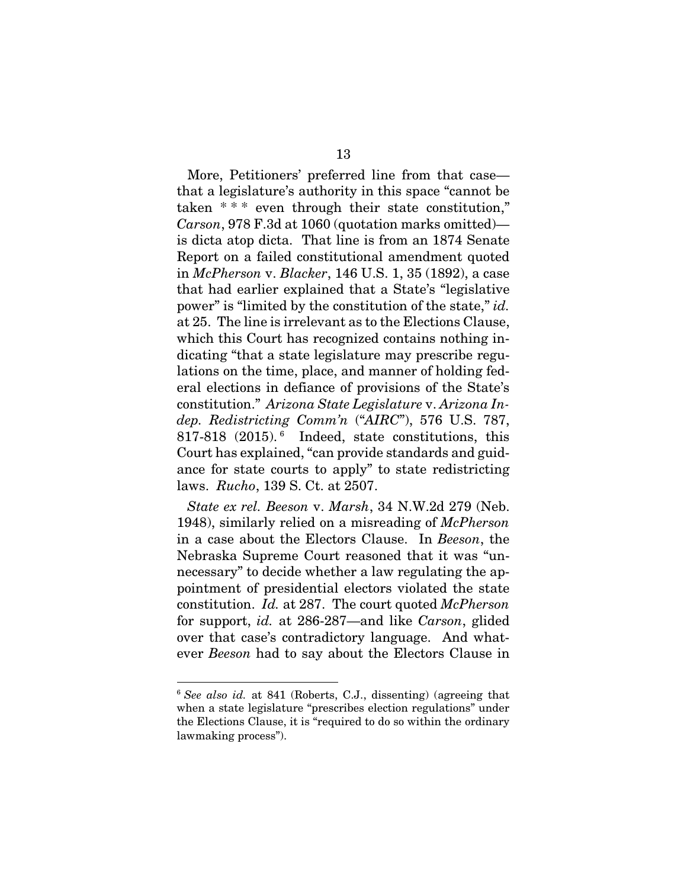More, Petitioners' preferred line from that case—that a legislature's authority in this space "cannot be taken * * * even through their state constitution," *Carson*, 978 F.3d at 1060 (quotation marks omitted)—is dicta atop dicta. That line is from an 1874 Senate Report on a failed constitutional amendment quoted in *McPherson* v. *Blacker*, 146 U.S. 1, 35 (1892), a case that had earlier explained that a State's "legislative power" is "limited by the constitution of the state," *id.* at 25. The line is irrelevant as to the Elections Clause, which this Court has recognized contains nothing indicating "that a state legislature may prescribe regulations on the time, place, and manner of holding federal elections in defiance of provisions of the State's constitution." *Arizona State Legislature* v. *Arizona Indep. Redistricting Comm'n* ("*AIRC*"), 576 U.S. 787, 817-818 (2015).[6] Indeed, state constitutions, this Court has explained, "can provide standards and guidance for state courts to apply" to state redistricting laws. *Rucho*, 139 S. Ct. at 2507.

*State ex rel. Beeson* v. *Marsh*, 34 N.W.2d 279 (Neb. 1948), similarly relied on a misreading of *McPherson* in a case about the Electors Clause. In *Beeson*, the Nebraska Supreme Court reasoned that it was "unnecessary" to decide whether a law regulating the appointment of presidential electors violated the state constitution. *Id.* at 287. The court quoted *McPherson* for support, *id.* at 286-287—and like *Carson*, glided over that case's contradictory language. And whatever *Beeson* had to say about the Electors Clause in

---

[6] *See also id.* at 841 (Roberts, C.J., dissenting) (agreeing that when a state legislature "prescribes election regulations" under the Elections Clause, it is "required to do so within the ordinary lawmaking process").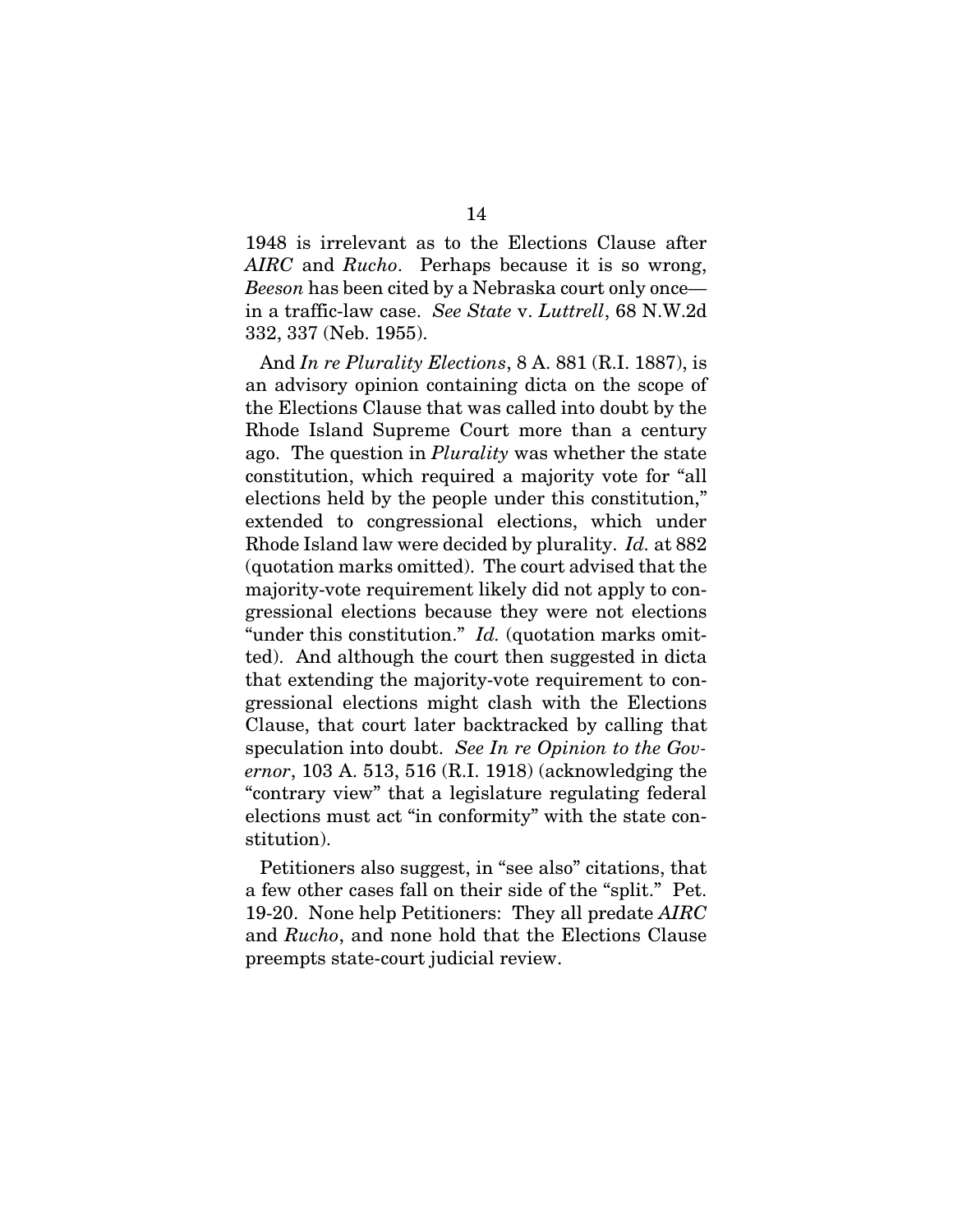1948 is irrelevant as to the Elections Clause after *AIRC* and *Rucho*. Perhaps because it is so wrong, *Beeson* has been cited by a Nebraska court only once—in a traffic-law case. *See State* v. *Luttrell*, 68 N.W.2d 332, 337 (Neb. 1955).

And *In re Plurality Elections*, 8 A. 881 (R.I. 1887), is an advisory opinion containing dicta on the scope of the Elections Clause that was called into doubt by the Rhode Island Supreme Court more than a century ago. The question in *Plurality* was whether the state constitution, which required a majority vote for "all elections held by the people under this constitution," extended to congressional elections, which under Rhode Island law were decided by plurality. *Id.* at 882 (quotation marks omitted). The court advised that the majority-vote requirement likely did not apply to congressional elections because they were not elections "under this constitution." *Id.* (quotation marks omitted). And although the court then suggested in dicta that extending the majority-vote requirement to congressional elections might clash with the Elections Clause, that court later backtracked by calling that speculation into doubt. *See In re Opinion to the Governor*, 103 A. 513, 516 (R.I. 1918) (acknowledging the "contrary view" that a legislature regulating federal elections must act "in conformity" with the state constitution).

Petitioners also suggest, in "see also" citations, that a few other cases fall on their side of the "split." Pet. 19-20. None help Petitioners: They all predate *AIRC* and *Rucho*, and none hold that the Elections Clause preempts state-court judicial review.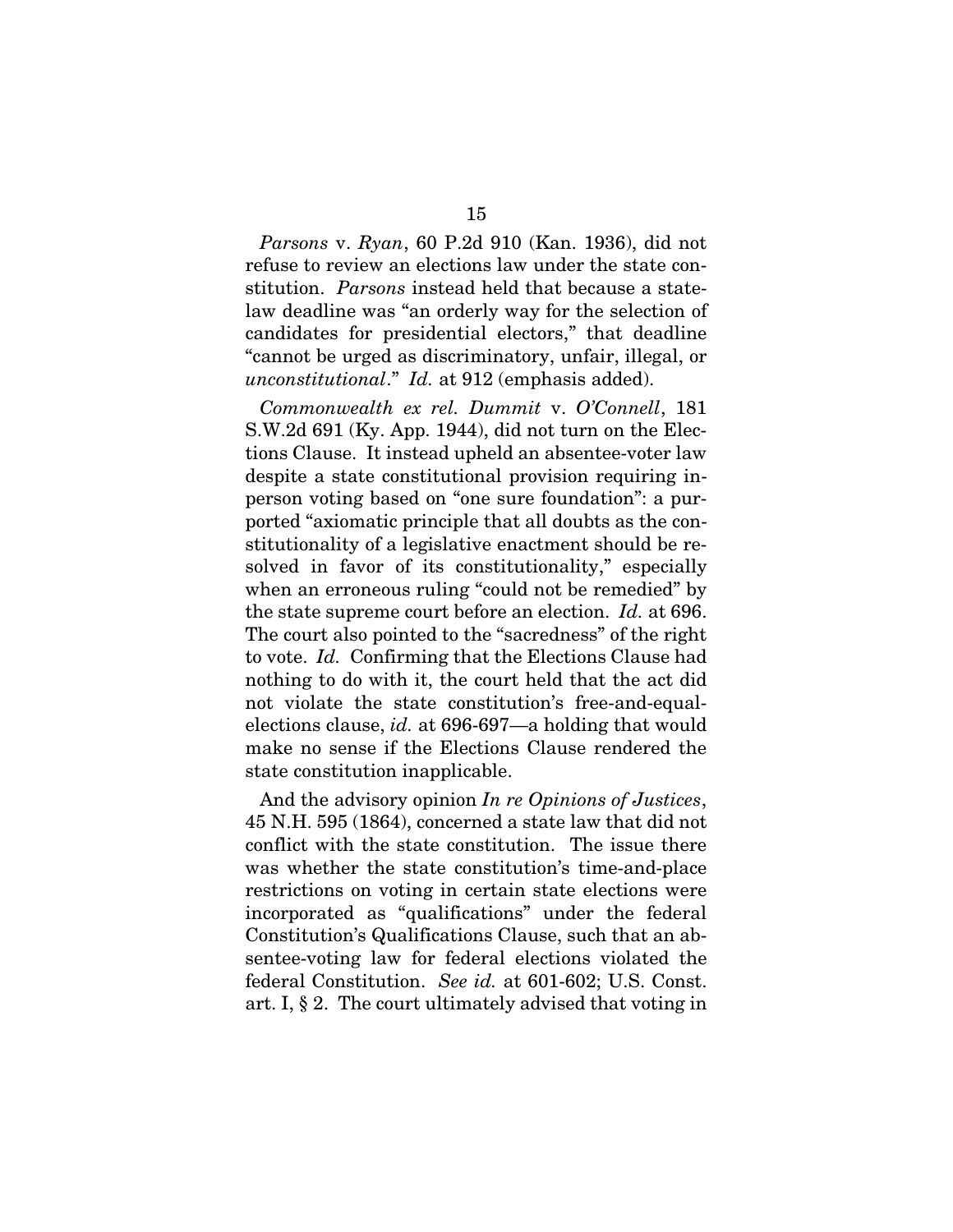*Parsons* v. *Ryan*, 60 P.2d 910 (Kan. 1936), did not refuse to review an elections law under the state constitution. *Parsons* instead held that because a state-law deadline was "an orderly way for the selection of candidates for presidential electors," that deadline "cannot be urged as discriminatory, unfair, illegal, or *unconstitutional*." *Id.* at 912 (emphasis added).

*Commonwealth ex rel. Dummit* v. *O'Connell*, 181 S.W.2d 691 (Ky. App. 1944), did not turn on the Elections Clause. It instead upheld an absentee-voter law despite a state constitutional provision requiring in-person voting based on "one sure foundation": a purported "axiomatic principle that all doubts as the constitutionality of a legislative enactment should be resolved in favor of its constitutionality," especially when an erroneous ruling "could not be remedied" by the state supreme court before an election. *Id.* at 696. The court also pointed to the "sacredness" of the right to vote. *Id.* Confirming that the Elections Clause had nothing to do with it, the court held that the act did not violate the state constitution's free-and-equal-elections clause, *id.* at 696-697—a holding that would make no sense if the Elections Clause rendered the state constitution inapplicable.

And the advisory opinion *In re Opinions of Justices*, 45 N.H. 595 (1864), concerned a state law that did not conflict with the state constitution. The issue there was whether the state constitution's time-and-place restrictions on voting in certain state elections were incorporated as "qualifications" under the federal Constitution's Qualifications Clause, such that an absentee-voting law for federal elections violated the federal Constitution. *See id.* at 601-602; U.S. Const. art. I, § 2. The court ultimately advised that voting in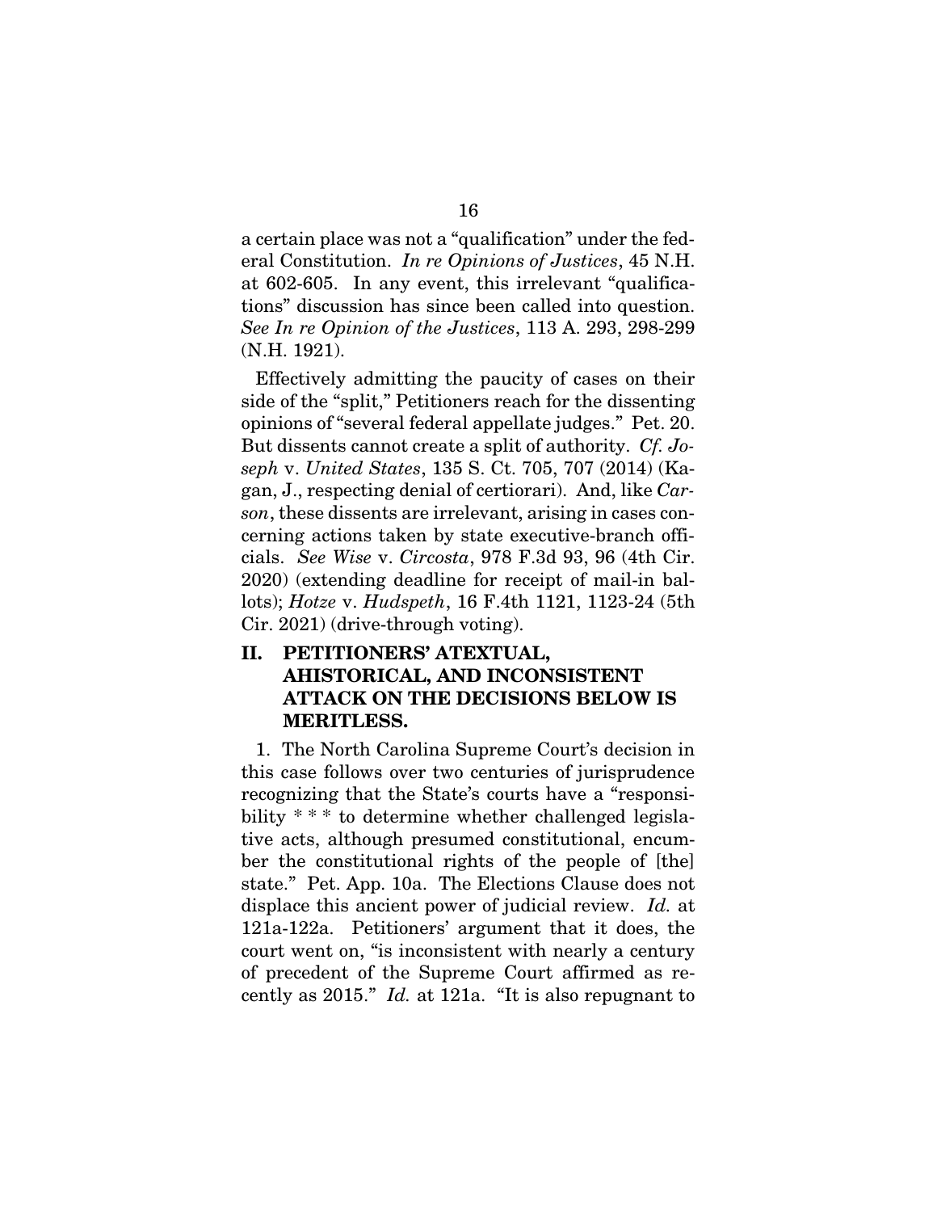a certain place was not a "qualification" under the federal Constitution. *In re Opinions of Justices*, 45 N.H. at 602-605. In any event, this irrelevant "qualifications" discussion has since been called into question. *See In re Opinion of the Justices*, 113 A. 293, 298-299 (N.H. 1921).

Effectively admitting the paucity of cases on their side of the "split," Petitioners reach for the dissenting opinions of "several federal appellate judges." Pet. 20. But dissents cannot create a split of authority. *Cf. Joseph* v. *United States*, 135 S. Ct. 705, 707 (2014) (Kagan, J., respecting denial of certiorari). And, like *Carson*, these dissents are irrelevant, arising in cases concerning actions taken by state executive-branch officials. *See Wise* v. *Circosta*, 978 F.3d 93, 96 (4th Cir. 2020) (extending deadline for receipt of mail-in ballots); *Hotze* v. *Hudspeth*, 16 F.4th 1121, 1123-24 (5th Cir. 2021) (drive-through voting).

## II. PETITIONERS' ATEXTUAL, AHISTORICAL, AND INCONSISTENT ATTACK ON THE DECISIONS BELOW IS MERITLESS.

1. The North Carolina Supreme Court's decision in this case follows over two centuries of jurisprudence recognizing that the State's courts have a "responsibility * * * to determine whether challenged legislative acts, although presumed constitutional, encumber the constitutional rights of the people of [the] state." Pet. App. 10a. The Elections Clause does not displace this ancient power of judicial review. *Id.* at 121a-122a. Petitioners' argument that it does, the court went on, "is inconsistent with nearly a century of precedent of the Supreme Court affirmed as recently as 2015." *Id.* at 121a. "It is also repugnant to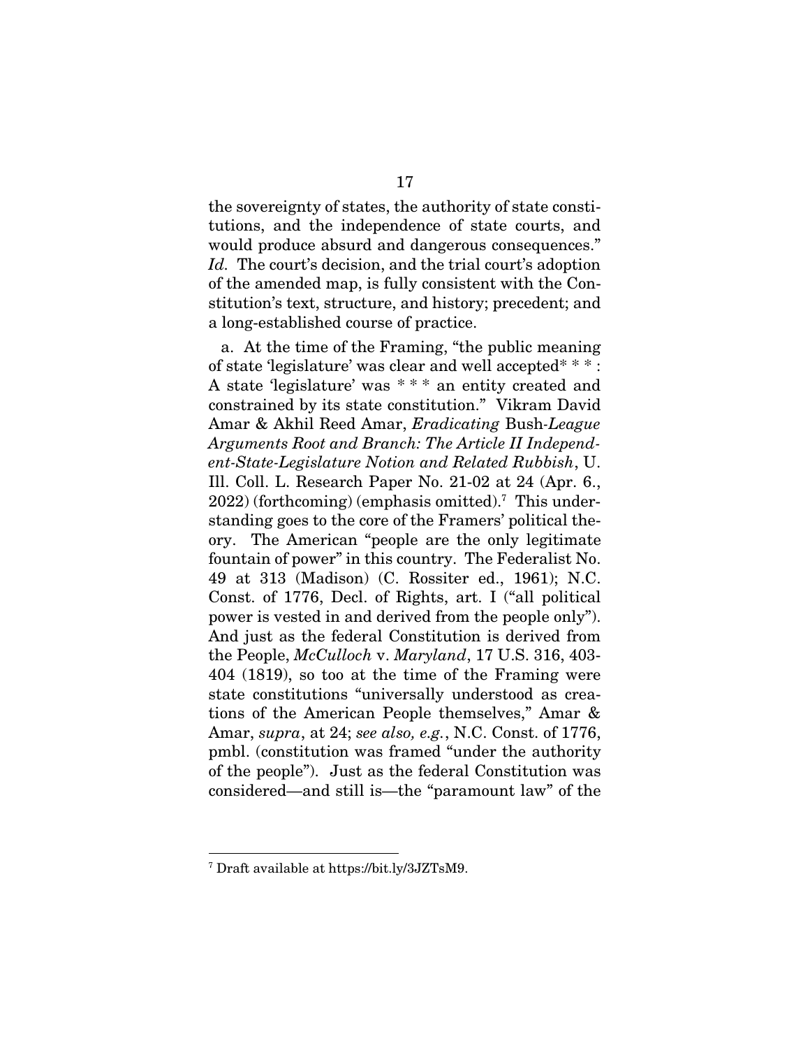the sovereignty of states, the authority of state constitutions, and the independence of state courts, and would produce absurd and dangerous consequences." *Id.* The court's decision, and the trial court's adoption of the amended map, is fully consistent with the Constitution's text, structure, and history; precedent; and a long-established course of practice.

a. At the time of the Framing, "the public meaning of state 'legislature' was clear and well accepted* * * : A state 'legislature' was * * * an entity created and constrained by its state constitution." Vikram David Amar & Akhil Reed Amar, *Eradicating* Bush-*League Arguments Root and Branch: The Article II Independent-State-Legislature Notion and Related Rubbish*, U. Ill. Coll. L. Research Paper No. 21-02 at 24 (Apr. 6., 2022) (forthcoming) (emphasis omitted).[7] This understanding goes to the core of the Framers' political theory. The American "people are the only legitimate fountain of power" in this country. The Federalist No. 49 at 313 (Madison) (C. Rossiter ed., 1961); N.C. Const. of 1776, Decl. of Rights, art. I ("all political power is vested in and derived from the people only"). And just as the federal Constitution is derived from the People, *McCulloch* v. *Maryland*, 17 U.S. 316, 403-404 (1819), so too at the time of the Framing were state constitutions "universally understood as creations of the American People themselves," Amar & Amar, *supra*, at 24; *see also, e.g.*, N.C. Const. of 1776, pmbl. (constitution was framed "under the authority of the people"). Just as the federal Constitution was considered—and still is—the "paramount law" of the

[7] Draft available at https://bit.ly/3JZTsM9.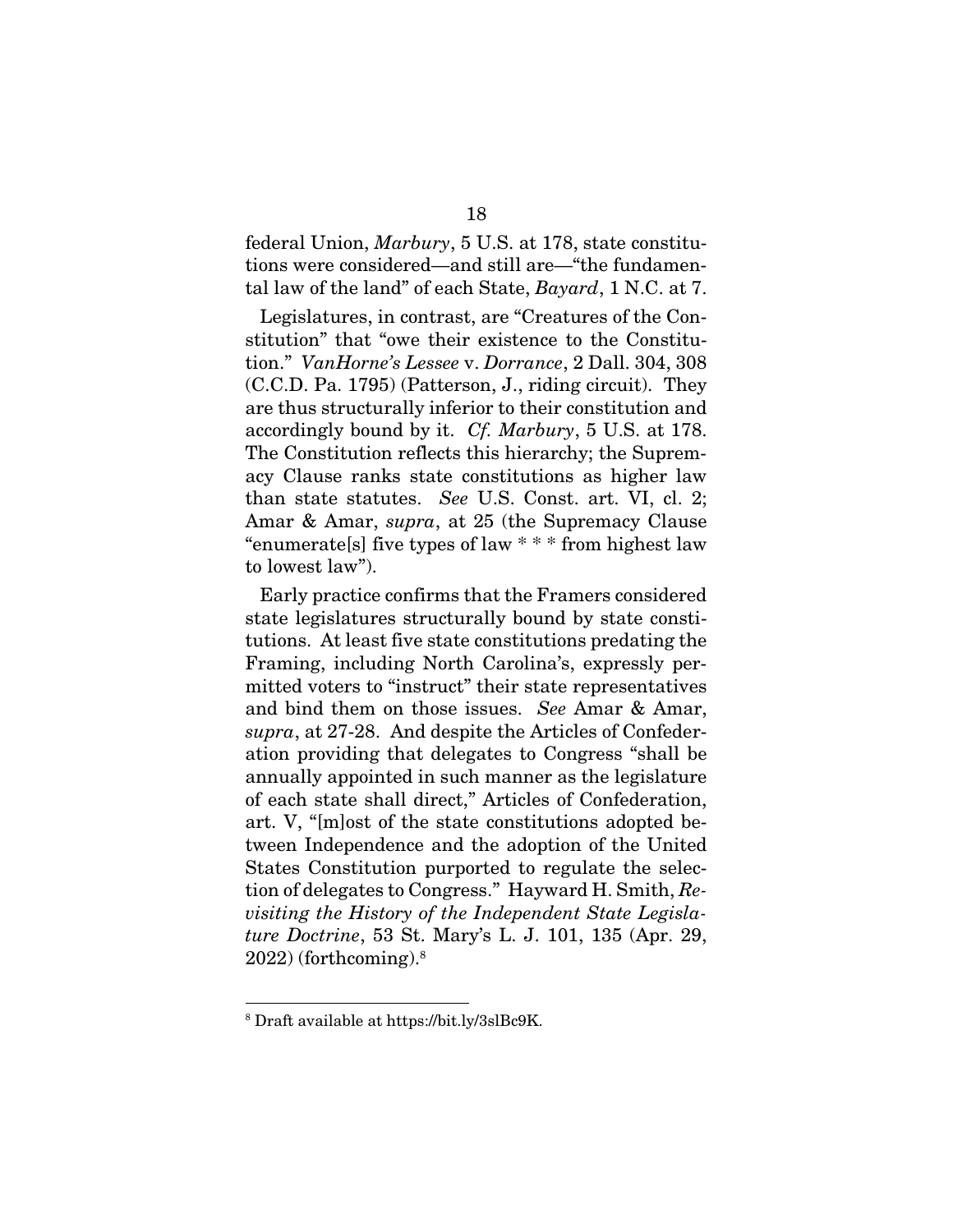federal Union, *Marbury*, 5 U.S. at 178, state constitutions were considered—and still are—"the fundamental law of the land" of each State, *Bayard*, 1 N.C. at 7.

Legislatures, in contrast, are "Creatures of the Constitution" that "owe their existence to the Constitution." *VanHorne's Lessee* v. *Dorrance*, 2 Dall. 304, 308 (C.C.D. Pa. 1795) (Patterson, J., riding circuit). They are thus structurally inferior to their constitution and accordingly bound by it. *Cf. Marbury*, 5 U.S. at 178. The Constitution reflects this hierarchy; the Supremacy Clause ranks state constitutions as higher law than state statutes. *See* U.S. Const. art. VI, cl. 2; Amar & Amar, *supra*, at 25 (the Supremacy Clause "enumerate[s] five types of law * * * from highest law to lowest law").

Early practice confirms that the Framers considered state legislatures structurally bound by state constitutions. At least five state constitutions predating the Framing, including North Carolina's, expressly permitted voters to "instruct" their state representatives and bind them on those issues. *See* Amar & Amar, *supra*, at 27-28. And despite the Articles of Confederation providing that delegates to Congress "shall be annually appointed in such manner as the legislature of each state shall direct," Articles of Confederation, art. V, "[m]ost of the state constitutions adopted between Independence and the adoption of the United States Constitution purported to regulate the selection of delegates to Congress." Hayward H. Smith, *Revisiting the History of the Independent State Legislature Doctrine*, 53 St. Mary's L. J. 101, 135 (Apr. 29, 2022) (forthcoming).[8]

---

[8] Draft available at https://bit.ly/3slBc9K.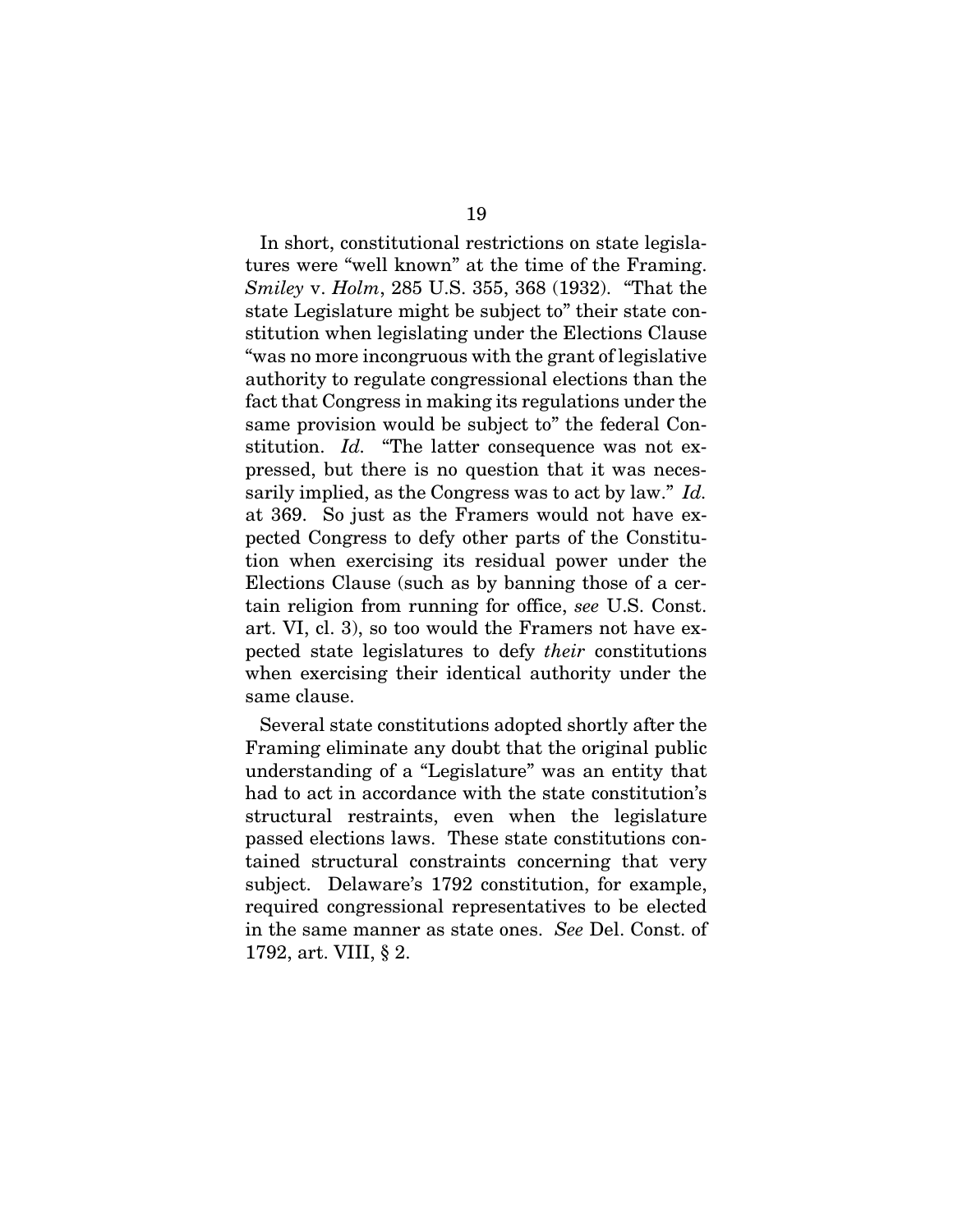In short, constitutional restrictions on state legislatures were "well known" at the time of the Framing. *Smiley* v. *Holm*, 285 U.S. 355, 368 (1932). "That the state Legislature might be subject to" their state constitution when legislating under the Elections Clause "was no more incongruous with the grant of legislative authority to regulate congressional elections than the fact that Congress in making its regulations under the same provision would be subject to" the federal Constitution. *Id.* "The latter consequence was not expressed, but there is no question that it was necessarily implied, as the Congress was to act by law." *Id.* at 369. So just as the Framers would not have expected Congress to defy other parts of the Constitution when exercising its residual power under the Elections Clause (such as by banning those of a certain religion from running for office, *see* U.S. Const. art. VI, cl. 3), so too would the Framers not have expected state legislatures to defy *their* constitutions when exercising their identical authority under the same clause.

Several state constitutions adopted shortly after the Framing eliminate any doubt that the original public understanding of a "Legislature" was an entity that had to act in accordance with the state constitution's structural restraints, even when the legislature passed elections laws. These state constitutions contained structural constraints concerning that very subject. Delaware's 1792 constitution, for example, required congressional representatives to be elected in the same manner as state ones. *See* Del. Const. of 1792, art. VIII, § 2.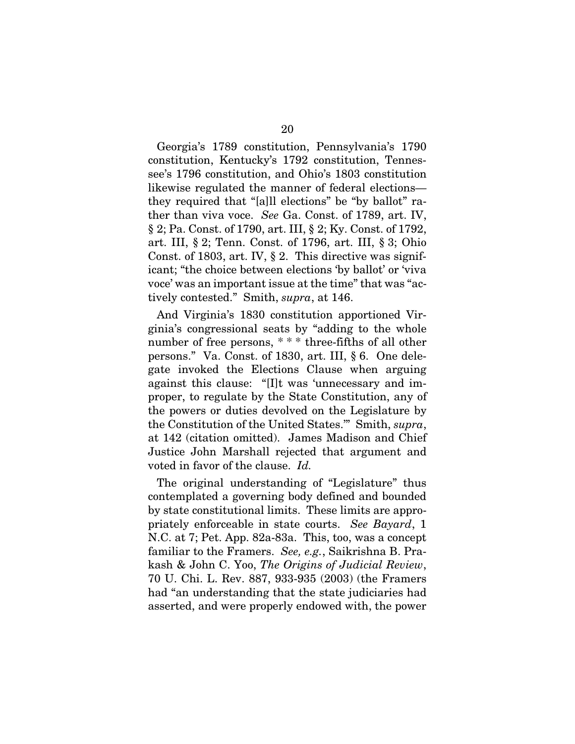Georgia's 1789 constitution, Pennsylvania's 1790 constitution, Kentucky's 1792 constitution, Tennessee's 1796 constitution, and Ohio's 1803 constitution likewise regulated the manner of federal elections—they required that "[a]ll elections" be "by ballot" rather than viva voce. *See* Ga. Const. of 1789, art. IV, § 2; Pa. Const. of 1790, art. III, § 2; Ky. Const. of 1792, art. III, § 2; Tenn. Const. of 1796, art. III, § 3; Ohio Const. of 1803, art. IV, § 2. This directive was significant; "the choice between elections 'by ballot' or 'viva voce' was an important issue at the time" that was "actively contested." Smith, *supra*, at 146.

And Virginia's 1830 constitution apportioned Virginia's congressional seats by "adding to the whole number of free persons, * * * three-fifths of all other persons." Va. Const. of 1830, art. III, § 6. One delegate invoked the Elections Clause when arguing against this clause: "[I]t was 'unnecessary and improper, to regulate by the State Constitution, any of the powers or duties devolved on the Legislature by the Constitution of the United States.'" Smith, *supra*, at 142 (citation omitted). James Madison and Chief Justice John Marshall rejected that argument and voted in favor of the clause. *Id.*

The original understanding of "Legislature" thus contemplated a governing body defined and bounded by state constitutional limits. These limits are appropriately enforceable in state courts. *See Bayard*, 1 N.C. at 7; Pet. App. 82a-83a. This, too, was a concept familiar to the Framers. *See, e.g.*, Saikrishna B. Prakash & John C. Yoo, *The Origins of Judicial Review*, 70 U. Chi. L. Rev. 887, 933-935 (2003) (the Framers had "an understanding that the state judiciaries had asserted, and were properly endowed with, the power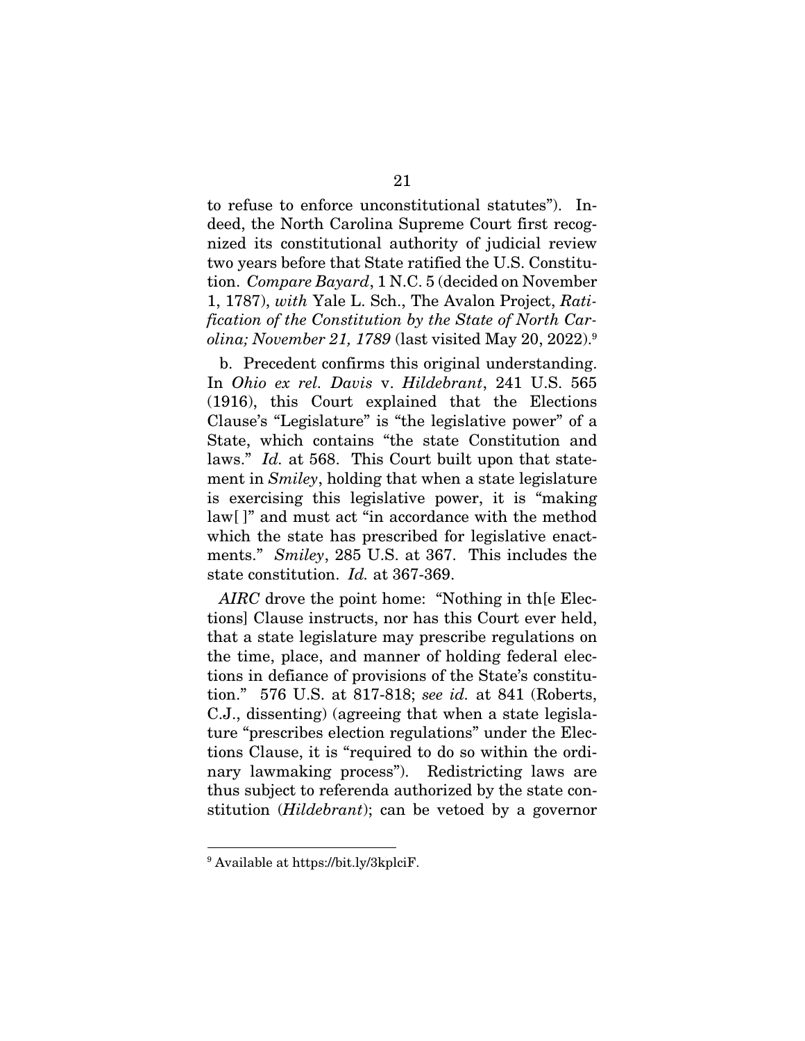to refuse to enforce unconstitutional statutes"). Indeed, the North Carolina Supreme Court first recognized its constitutional authority of judicial review two years before that State ratified the U.S. Constitution. *Compare Bayard*, 1 N.C. 5 (decided on November 1, 1787), *with* Yale L. Sch., The Avalon Project, *Ratification of the Constitution by the State of North Carolina; November 21, 1789* (last visited May 20, 2022).[9]

b. Precedent confirms this original understanding. In *Ohio ex rel. Davis* v. *Hildebrant*, 241 U.S. 565 (1916), this Court explained that the Elections Clause's "Legislature" is "the legislative power" of a State, which contains "the state Constitution and laws." *Id.* at 568. This Court built upon that statement in *Smiley*, holding that when a state legislature is exercising this legislative power, it is "making law[ ]" and must act "in accordance with the method which the state has prescribed for legislative enactments." *Smiley*, 285 U.S. at 367. This includes the state constitution. *Id.* at 367-369.

*AIRC* drove the point home: "Nothing in th[e Elections] Clause instructs, nor has this Court ever held, that a state legislature may prescribe regulations on the time, place, and manner of holding federal elections in defiance of provisions of the State's constitution." 576 U.S. at 817-818; *see id.* at 841 (Roberts, C.J., dissenting) (agreeing that when a state legislature "prescribes election regulations" under the Elections Clause, it is "required to do so within the ordinary lawmaking process"). Redistricting laws are thus subject to referenda authorized by the state constitution (*Hildebrant*); can be vetoed by a governor

[9] Available at https://bit.ly/3kplciF.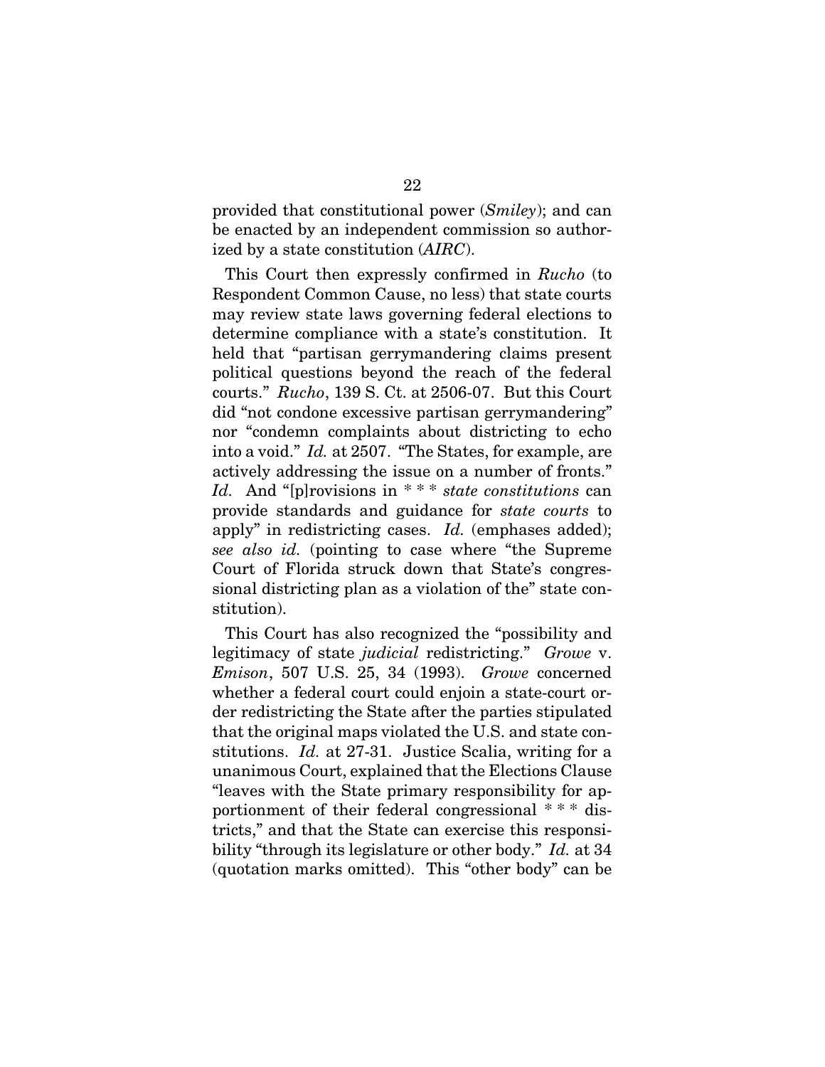provided that constitutional power (*Smiley*); and can be enacted by an independent commission so authorized by a state constitution (*AIRC*).

This Court then expressly confirmed in *Rucho* (to Respondent Common Cause, no less) that state courts may review state laws governing federal elections to determine compliance with a state's constitution. It held that "partisan gerrymandering claims present political questions beyond the reach of the federal courts." *Rucho*, 139 S. Ct. at 2506-07. But this Court did "not condone excessive partisan gerrymandering" nor "condemn complaints about districting to echo into a void." *Id.* at 2507. "The States, for example, are actively addressing the issue on a number of fronts." *Id.* And "[p]rovisions in * * * *state constitutions* can provide standards and guidance for *state courts* to apply" in redistricting cases. *Id.* (emphases added); *see also id.* (pointing to case where "the Supreme Court of Florida struck down that State's congressional districting plan as a violation of the" state constitution).

This Court has also recognized the "possibility and legitimacy of state *judicial* redistricting." *Growe* v. *Emison*, 507 U.S. 25, 34 (1993). *Growe* concerned whether a federal court could enjoin a state-court order redistricting the State after the parties stipulated that the original maps violated the U.S. and state constitutions. *Id.* at 27-31. Justice Scalia, writing for a unanimous Court, explained that the Elections Clause "leaves with the State primary responsibility for apportionment of their federal congressional * * * districts," and that the State can exercise this responsibility "through its legislature or other body." *Id.* at 34 (quotation marks omitted). This "other body" can be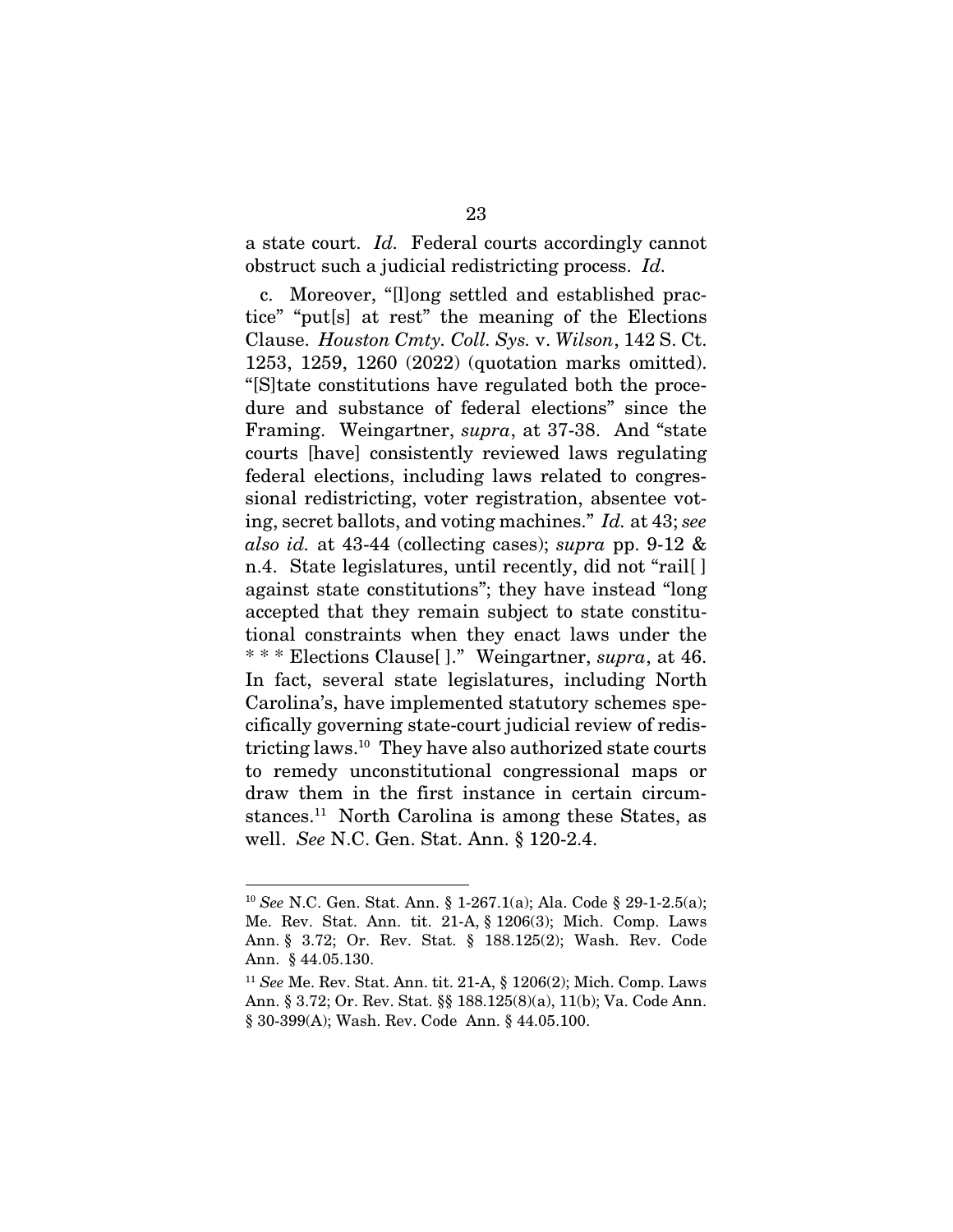a state court. *Id.* Federal courts accordingly cannot obstruct such a judicial redistricting process. *Id.*

c. Moreover, "[l]ong settled and established practice" "put[s] at rest" the meaning of the Elections Clause. *Houston Cmty. Coll. Sys.* v. *Wilson*, 142 S. Ct. 1253, 1259, 1260 (2022) (quotation marks omitted). "[S]tate constitutions have regulated both the procedure and substance of federal elections" since the Framing. Weingartner, *supra*, at 37-38. And "state courts [have] consistently reviewed laws regulating federal elections, including laws related to congressional redistricting, voter registration, absentee voting, secret ballots, and voting machines." *Id.* at 43; *see also id.* at 43-44 (collecting cases); *supra* pp. 9-12 & n.4. State legislatures, until recently, did not "rail[ ] against state constitutions"; they have instead "long accepted that they remain subject to state constitutional constraints when they enact laws under the * * * Elections Clause[ ]." Weingartner, *supra*, at 46. In fact, several state legislatures, including North Carolina's, have implemented statutory schemes specifically governing state-court judicial review of redistricting laws.[10] They have also authorized state courts to remedy unconstitutional congressional maps or draw them in the first instance in certain circumstances.[11] North Carolina is among these States, as well. *See* N.C. Gen. Stat. Ann. § 120-2.4.

---

[10] *See* N.C. Gen. Stat. Ann. § 1-267.1(a); Ala. Code § 29-1-2.5(a); Me. Rev. Stat. Ann. tit. 21-A, § 1206(3); Mich. Comp. Laws Ann. § 3.72; Or. Rev. Stat. § 188.125(2); Wash. Rev. Code Ann. § 44.05.130.

[11] *See* Me. Rev. Stat. Ann. tit. 21-A, § 1206(2); Mich. Comp. Laws Ann. § 3.72; Or. Rev. Stat. §§ 188.125(8)(a), 11(b); Va. Code Ann. § 30-399(A); Wash. Rev. Code Ann. § 44.05.100.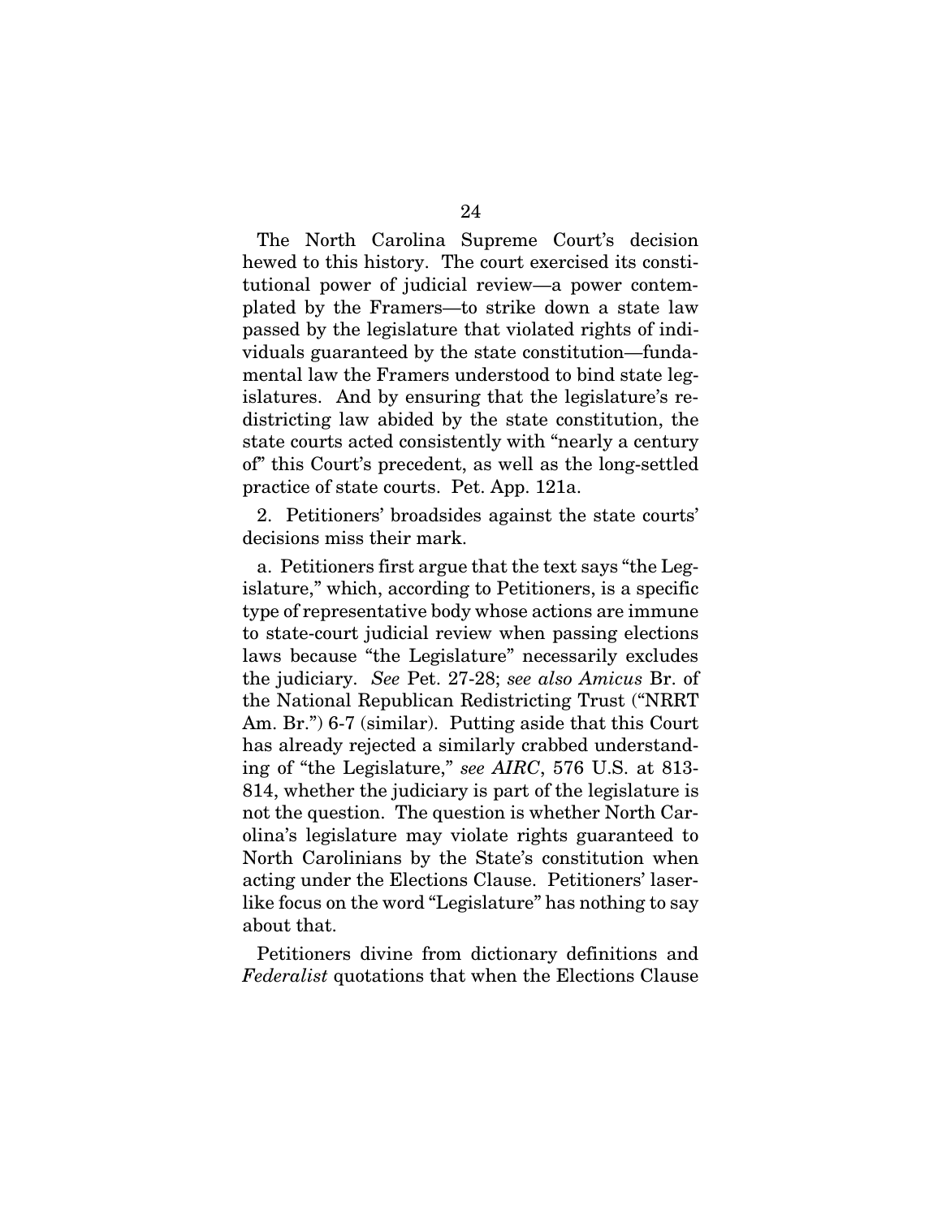The North Carolina Supreme Court's decision hewed to this history. The court exercised its constitutional power of judicial review—a power contemplated by the Framers—to strike down a state law passed by the legislature that violated rights of individuals guaranteed by the state constitution—fundamental law the Framers understood to bind state legislatures. And by ensuring that the legislature's redistricting law abided by the state constitution, the state courts acted consistently with "nearly a century of" this Court's precedent, as well as the long-settled practice of state courts. Pet. App. 121a.

2. Petitioners' broadsides against the state courts' decisions miss their mark.

a. Petitioners first argue that the text says "the Legislature," which, according to Petitioners, is a specific type of representative body whose actions are immune to state-court judicial review when passing elections laws because "the Legislature" necessarily excludes the judiciary. *See* Pet. 27-28; *see also Amicus* Br. of the National Republican Redistricting Trust ("NRRT Am. Br.") 6-7 (similar). Putting aside that this Court has already rejected a similarly crabbed understanding of "the Legislature," *see AIRC*, 576 U.S. at 813-814, whether the judiciary is part of the legislature is not the question. The question is whether North Carolina's legislature may violate rights guaranteed to North Carolinians by the State's constitution when acting under the Elections Clause. Petitioners' laser-like focus on the word "Legislature" has nothing to say about that.

Petitioners divine from dictionary definitions and *Federalist* quotations that when the Elections Clause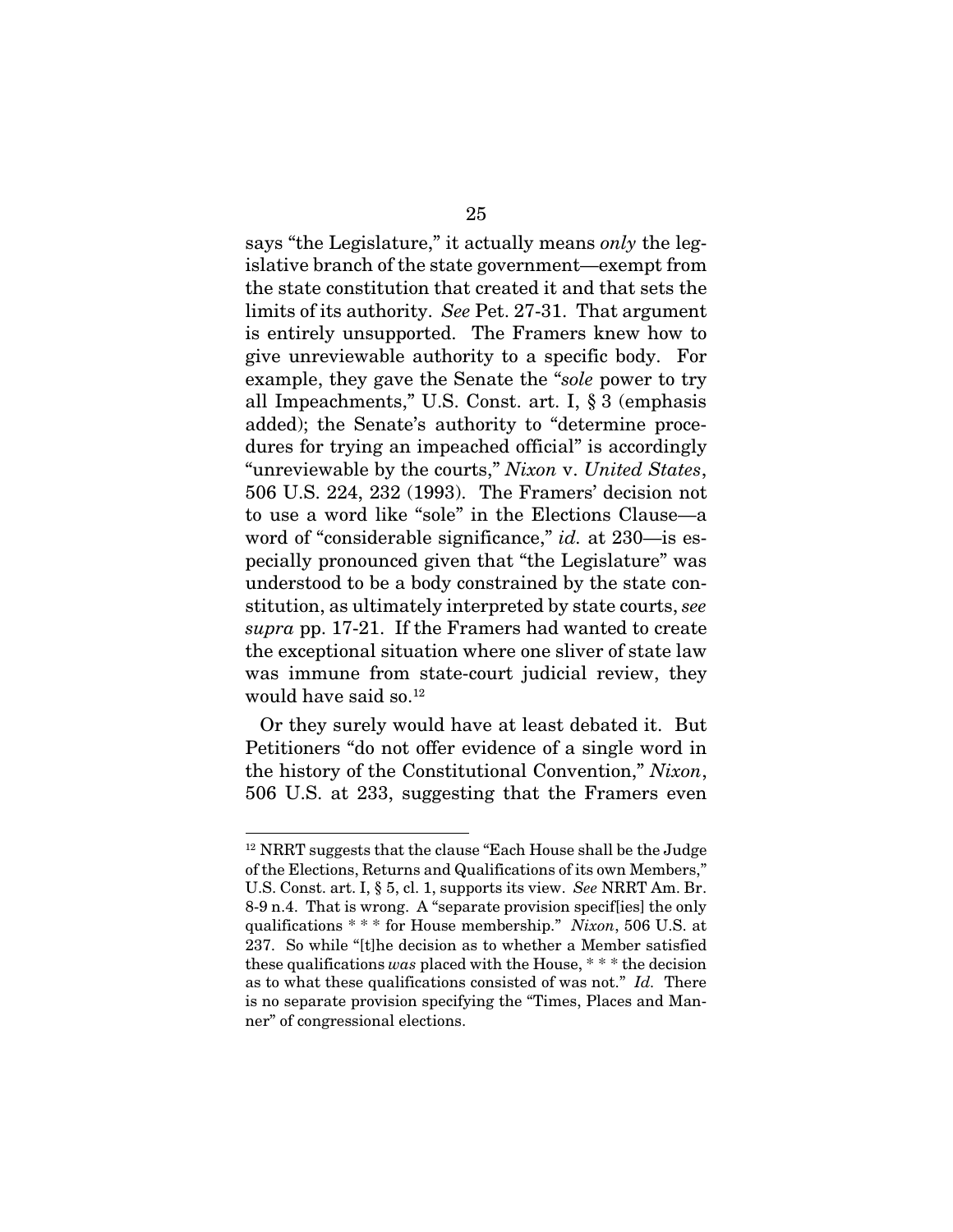says "the Legislature," it actually means *only* the legislative branch of the state government—exempt from the state constitution that created it and that sets the limits of its authority. *See* Pet. 27-31. That argument is entirely unsupported. The Framers knew how to give unreviewable authority to a specific body. For example, they gave the Senate the "*sole* power to try all Impeachments," U.S. Const. art. I, § 3 (emphasis added); the Senate's authority to "determine procedures for trying an impeached official" is accordingly "unreviewable by the courts," *Nixon* v. *United States*, 506 U.S. 224, 232 (1993). The Framers' decision not to use a word like "sole" in the Elections Clause—a word of "considerable significance," *id.* at 230—is especially pronounced given that "the Legislature" was understood to be a body constrained by the state constitution, as ultimately interpreted by state courts, *see supra* pp. 17-21. If the Framers had wanted to create the exceptional situation where one sliver of state law was immune from state-court judicial review, they would have said so.[12]

Or they surely would have at least debated it. But Petitioners "do not offer evidence of a single word in the history of the Constitutional Convention," *Nixon*, 506 U.S. at 233, suggesting that the Framers even

---

[12] NRRT suggests that the clause "Each House shall be the Judge of the Elections, Returns and Qualifications of its own Members," U.S. Const. art. I, § 5, cl. 1, supports its view. *See* NRRT Am. Br. 8-9 n.4. That is wrong. A "separate provision specif[ies] the only qualifications * * * for House membership." *Nixon*, 506 U.S. at 237. So while "[t]he decision as to whether a Member satisfied these qualifications *was* placed with the House, * * * the decision as to what these qualifications consisted of was not." *Id.* There is no separate provision specifying the "Times, Places and Manner" of congressional elections.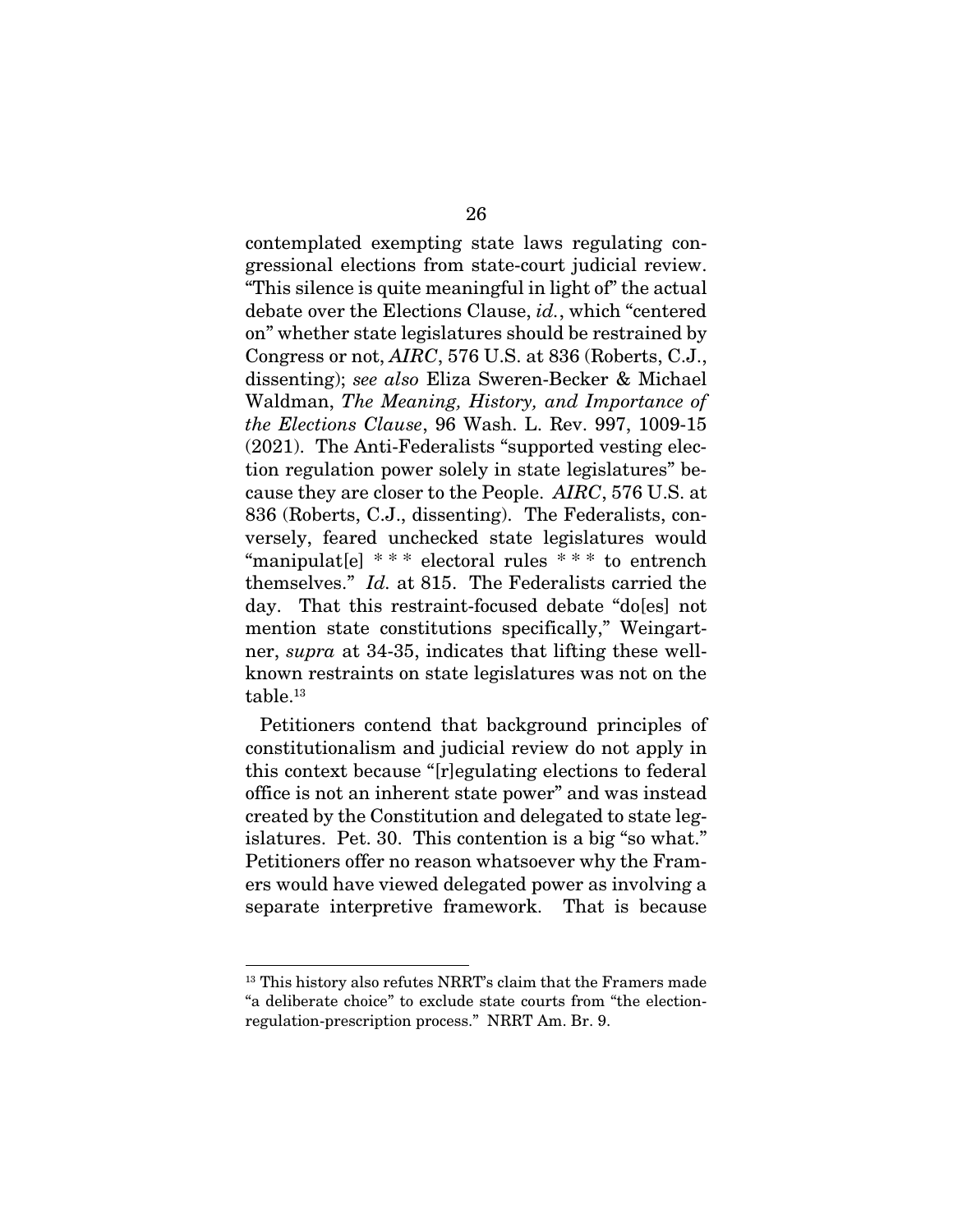contemplated exempting state laws regulating congressional elections from state-court judicial review. "This silence is quite meaningful in light of" the actual debate over the Elections Clause, *id.*, which "centered on" whether state legislatures should be restrained by Congress or not, *AIRC*, 576 U.S. at 836 (Roberts, C.J., dissenting); *see also* Eliza Sweren-Becker & Michael Waldman, *The Meaning, History, and Importance of the Elections Clause*, 96 Wash. L. Rev. 997, 1009-15 (2021). The Anti-Federalists "supported vesting election regulation power solely in state legislatures" because they are closer to the People. *AIRC*, 576 U.S. at 836 (Roberts, C.J., dissenting). The Federalists, conversely, feared unchecked state legislatures would "manipulat[e] * * * electoral rules * * * to entrench themselves." *Id.* at 815. The Federalists carried the day. That this restraint-focused debate "do[es] not mention state constitutions specifically," Weingartner, *supra* at 34-35, indicates that lifting these well-known restraints on state legislatures was not on the table.[13]

Petitioners contend that background principles of constitutionalism and judicial review do not apply in this context because "[r]egulating elections to federal office is not an inherent state power" and was instead created by the Constitution and delegated to state legislatures. Pet. 30. This contention is a big "so what." Petitioners offer no reason whatsoever why the Framers would have viewed delegated power as involving a separate interpretive framework. That is because

---

[13] This history also refutes NRRT's claim that the Framers made "a deliberate choice" to exclude state courts from "the election-regulation-prescription process." NRRT Am. Br. 9.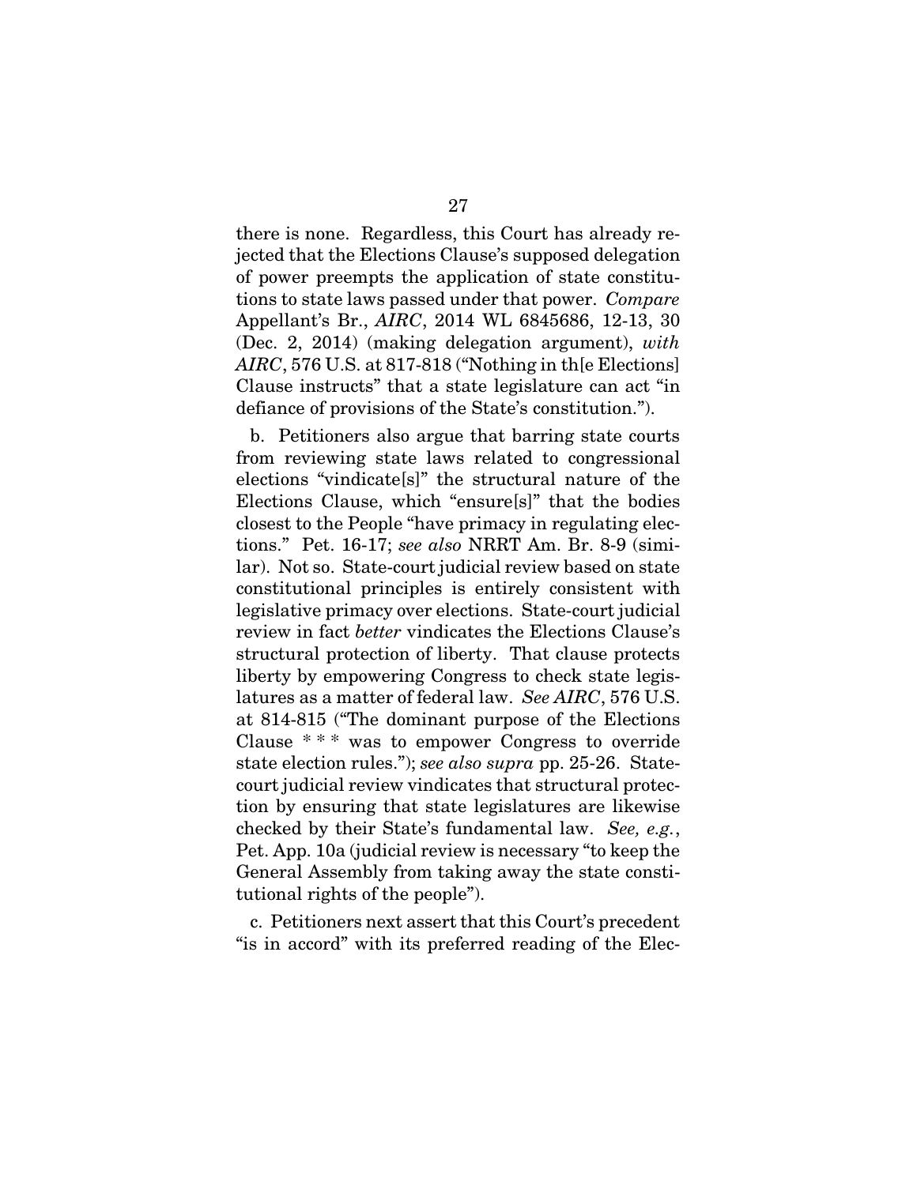there is none. Regardless, this Court has already rejected that the Elections Clause's supposed delegation of power preempts the application of state constitutions to state laws passed under that power. *Compare* Appellant's Br., *AIRC*, 2014 WL 6845686, 12-13, 30 (Dec. 2, 2014) (making delegation argument), *with* *AIRC*, 576 U.S. at 817-818 ("Nothing in th[e Elections] Clause instructs" that a state legislature can act "in defiance of provisions of the State's constitution.").

b. Petitioners also argue that barring state courts from reviewing state laws related to congressional elections "vindicate[s]" the structural nature of the Elections Clause, which "ensure[s]" that the bodies closest to the People "have primacy in regulating elections." Pet. 16-17; *see also* NRRT Am. Br. 8-9 (similar). Not so. State-court judicial review based on state constitutional principles is entirely consistent with legislative primacy over elections. State-court judicial review in fact *better* vindicates the Elections Clause's structural protection of liberty. That clause protects liberty by empowering Congress to check state legislatures as a matter of federal law. *See AIRC*, 576 U.S. at 814-815 ("The dominant purpose of the Elections Clause * * * was to empower Congress to override state election rules."); *see also supra* pp. 25-26. State-court judicial review vindicates that structural protection by ensuring that state legislatures are likewise checked by their State's fundamental law. *See, e.g.*, Pet. App. 10a (judicial review is necessary "to keep the General Assembly from taking away the state constitutional rights of the people").

c. Petitioners next assert that this Court's precedent "is in accord" with its preferred reading of the Elec-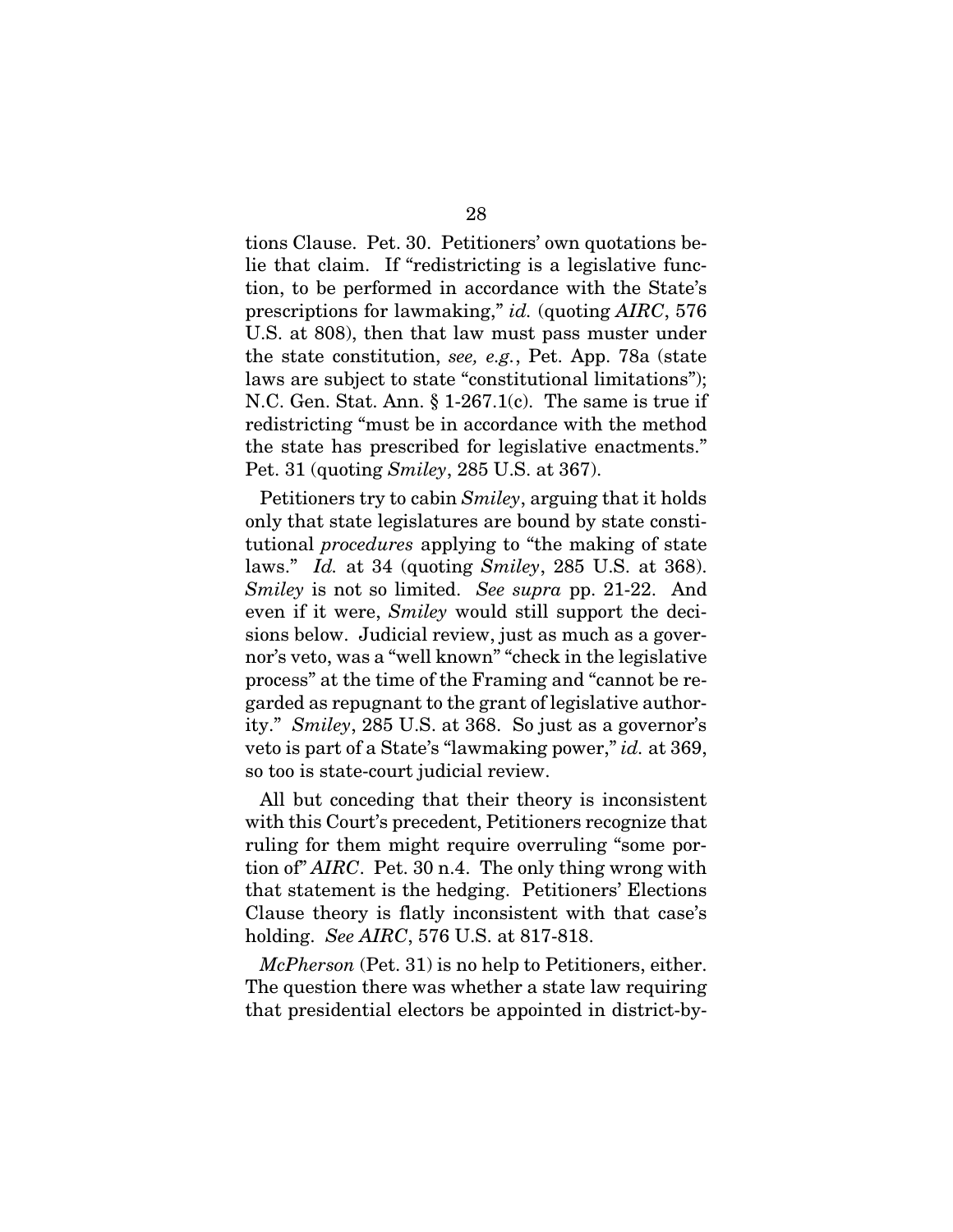tions Clause. Pet. 30. Petitioners' own quotations belie that claim. If "redistricting is a legislative function, to be performed in accordance with the State's prescriptions for lawmaking," *id.* (quoting *AIRC*, 576 U.S. at 808), then that law must pass muster under the state constitution, *see, e.g.*, Pet. App. 78a (state laws are subject to state "constitutional limitations"); N.C. Gen. Stat. Ann. § 1-267.1(c). The same is true if redistricting "must be in accordance with the method the state has prescribed for legislative enactments." Pet. 31 (quoting *Smiley*, 285 U.S. at 367).

Petitioners try to cabin *Smiley*, arguing that it holds only that state legislatures are bound by state constitutional *procedures* applying to "the making of state laws." *Id.* at 34 (quoting *Smiley*, 285 U.S. at 368). *Smiley* is not so limited. *See supra* pp. 21-22. And even if it were, *Smiley* would still support the decisions below. Judicial review, just as much as a governor's veto, was a "well known" "check in the legislative process" at the time of the Framing and "cannot be regarded as repugnant to the grant of legislative authority." *Smiley*, 285 U.S. at 368. So just as a governor's veto is part of a State's "lawmaking power," *id.* at 369, so too is state-court judicial review.

All but conceding that their theory is inconsistent with this Court's precedent, Petitioners recognize that ruling for them might require overruling "some portion of" *AIRC*. Pet. 30 n.4. The only thing wrong with that statement is the hedging. Petitioners' Elections Clause theory is flatly inconsistent with that case's holding. *See AIRC*, 576 U.S. at 817-818.

*McPherson* (Pet. 31) is no help to Petitioners, either. The question there was whether a state law requiring that presidential electors be appointed in district-by-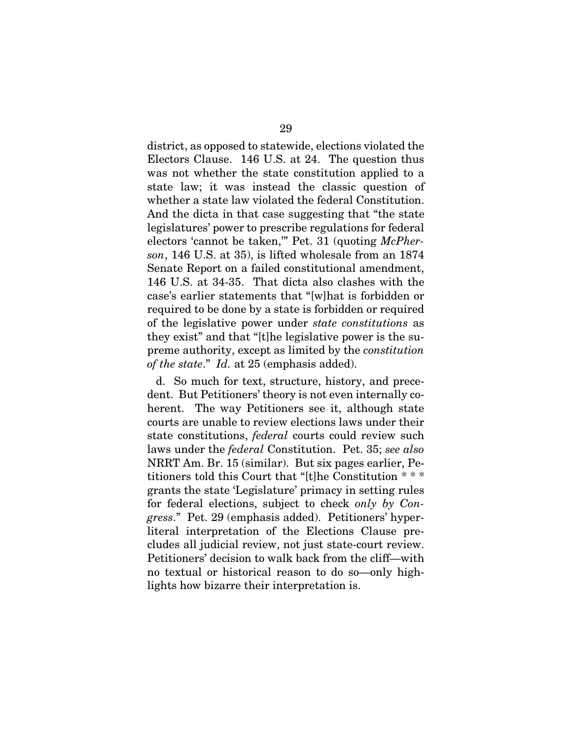district, as opposed to statewide, elections violated the Electors Clause. 146 U.S. at 24. The question thus was not whether the state constitution applied to a state law; it was instead the classic question of whether a state law violated the federal Constitution. And the dicta in that case suggesting that "the state legislatures' power to prescribe regulations for federal electors 'cannot be taken,'" Pet. 31 (quoting *McPherson*, 146 U.S. at 35), is lifted wholesale from an 1874 Senate Report on a failed constitutional amendment, 146 U.S. at 34-35. That dicta also clashes with the case's earlier statements that "[w]hat is forbidden or required to be done by a state is forbidden or required of the legislative power under *state constitutions* as they exist" and that "[t]he legislative power is the supreme authority, except as limited by the *constitution of the state*." *Id.* at 25 (emphasis added).

d. So much for text, structure, history, and precedent. But Petitioners' theory is not even internally coherent. The way Petitioners see it, although state courts are unable to review elections laws under their state constitutions, *federal* courts could review such laws under the *federal* Constitution. Pet. 35; *see also* NRRT Am. Br. 15 (similar). But six pages earlier, Petitioners told this Court that "[t]he Constitution * * * grants the state 'Legislature' primacy in setting rules for federal elections, subject to check *only by Congress*." Pet. 29 (emphasis added). Petitioners' hyper-literal interpretation of the Elections Clause precludes all judicial review, not just state-court review. Petitioners' decision to walk back from the cliff—with no textual or historical reason to do so—only highlights how bizarre their interpretation is.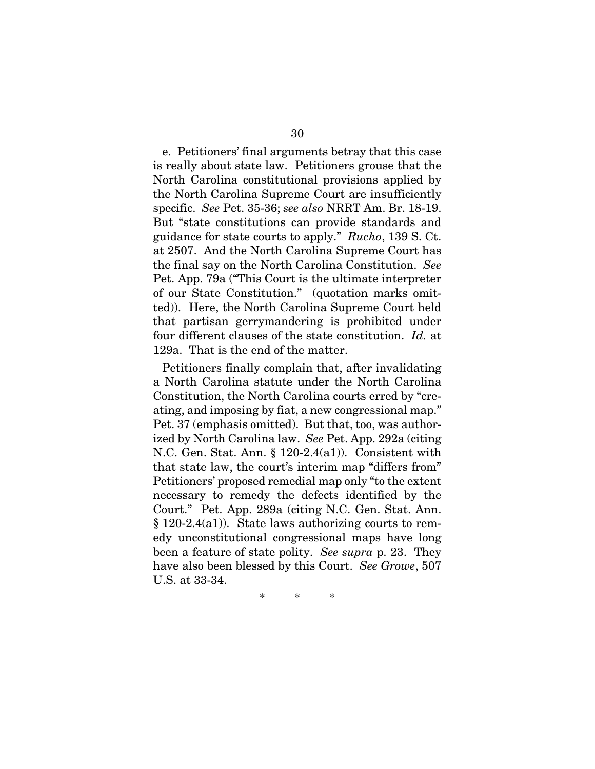e. Petitioners' final arguments betray that this case is really about state law. Petitioners grouse that the North Carolina constitutional provisions applied by the North Carolina Supreme Court are insufficiently specific. *See* Pet. 35-36; *see also* NRRT Am. Br. 18-19. But "state constitutions can provide standards and guidance for state courts to apply." *Rucho*, 139 S. Ct. at 2507. And the North Carolina Supreme Court has the final say on the North Carolina Constitution. *See* Pet. App. 79a ("This Court is the ultimate interpreter of our State Constitution." (quotation marks omitted)). Here, the North Carolina Supreme Court held that partisan gerrymandering is prohibited under four different clauses of the state constitution. *Id.* at 129a. That is the end of the matter.

Petitioners finally complain that, after invalidating a North Carolina statute under the North Carolina Constitution, the North Carolina courts erred by "creating, and imposing by fiat, a new congressional map." Pet. 37 (emphasis omitted). But that, too, was authorized by North Carolina law. *See* Pet. App. 292a (citing N.C. Gen. Stat. Ann. § 120-2.4(a1)). Consistent with that state law, the court's interim map "differs from" Petitioners' proposed remedial map only "to the extent necessary to remedy the defects identified by the Court." Pet. App. 289a (citing N.C. Gen. Stat. Ann. § 120-2.4(a1)). State laws authorizing courts to remedy unconstitutional congressional maps have long been a feature of state polity. *See supra* p. 23. They have also been blessed by this Court. *See Growe*, 507 U.S. at 33-34.

\* \* \*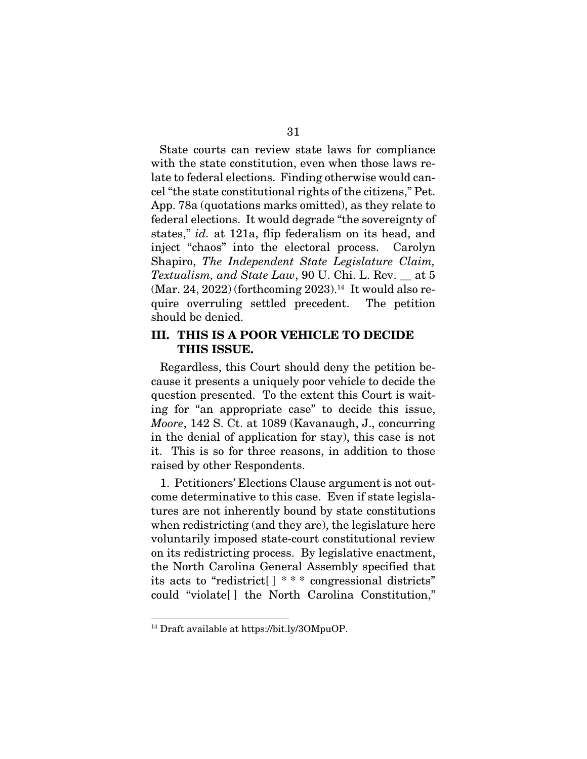State courts can review state laws for compliance with the state constitution, even when those laws relate to federal elections. Finding otherwise would cancel "the state constitutional rights of the citizens," Pet. App. 78a (quotations marks omitted), as they relate to federal elections. It would degrade "the sovereignty of states," *id.* at 121a, flip federalism on its head, and inject "chaos" into the electoral process. Carolyn Shapiro, *The Independent State Legislature Claim, Textualism, and State Law*, 90 U. Chi. L. Rev. __ at 5 (Mar. 24, 2022) (forthcoming 2023).[14] It would also require overruling settled precedent. The petition should be denied.

## III. THIS IS A POOR VEHICLE TO DECIDE THIS ISSUE.

Regardless, this Court should deny the petition because it presents a uniquely poor vehicle to decide the question presented. To the extent this Court is waiting for "an appropriate case" to decide this issue, *Moore*, 142 S. Ct. at 1089 (Kavanaugh, J., concurring in the denial of application for stay), this case is not it. This is so for three reasons, in addition to those raised by other Respondents.

1. Petitioners' Elections Clause argument is not outcome determinative to this case. Even if state legislatures are not inherently bound by state constitutions when redistricting (and they are), the legislature here voluntarily imposed state-court constitutional review on its redistricting process. By legislative enactment, the North Carolina General Assembly specified that its acts to "redistrict[ ] * * * congressional districts" could "violate[ ] the North Carolina Constitution,"

[14] Draft available at https://bit.ly/3OMpuOP.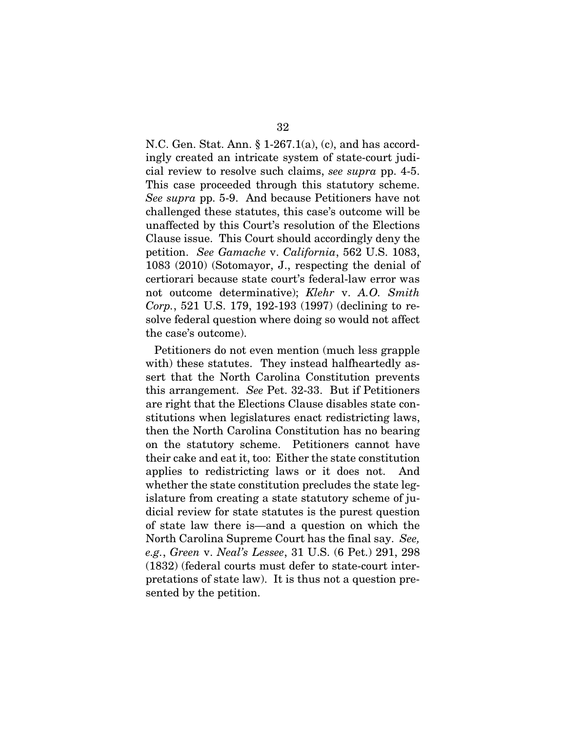N.C. Gen. Stat. Ann. § 1-267.1(a), (c), and has accordingly created an intricate system of state-court judicial review to resolve such claims, *see supra* pp. 4-5. This case proceeded through this statutory scheme. *See supra* pp. 5-9. And because Petitioners have not challenged these statutes, this case's outcome will be unaffected by this Court's resolution of the Elections Clause issue. This Court should accordingly deny the petition. *See Gamache* v. *California*, 562 U.S. 1083, 1083 (2010) (Sotomayor, J., respecting the denial of certiorari because state court's federal-law error was not outcome determinative); *Klehr* v. *A.O. Smith Corp.*, 521 U.S. 179, 192-193 (1997) (declining to resolve federal question where doing so would not affect the case's outcome).

Petitioners do not even mention (much less grapple with) these statutes. They instead halfheartedly assert that the North Carolina Constitution prevents this arrangement. *See* Pet. 32-33. But if Petitioners are right that the Elections Clause disables state constitutions when legislatures enact redistricting laws, then the North Carolina Constitution has no bearing on the statutory scheme. Petitioners cannot have their cake and eat it, too: Either the state constitution applies to redistricting laws or it does not. And whether the state constitution precludes the state legislature from creating a state statutory scheme of judicial review for state statutes is the purest question of state law there is—and a question on which the North Carolina Supreme Court has the final say. *See, e.g.*, *Green* v. *Neal's Lessee*, 31 U.S. (6 Pet.) 291, 298 (1832) (federal courts must defer to state-court interpretations of state law). It is thus not a question presented by the petition.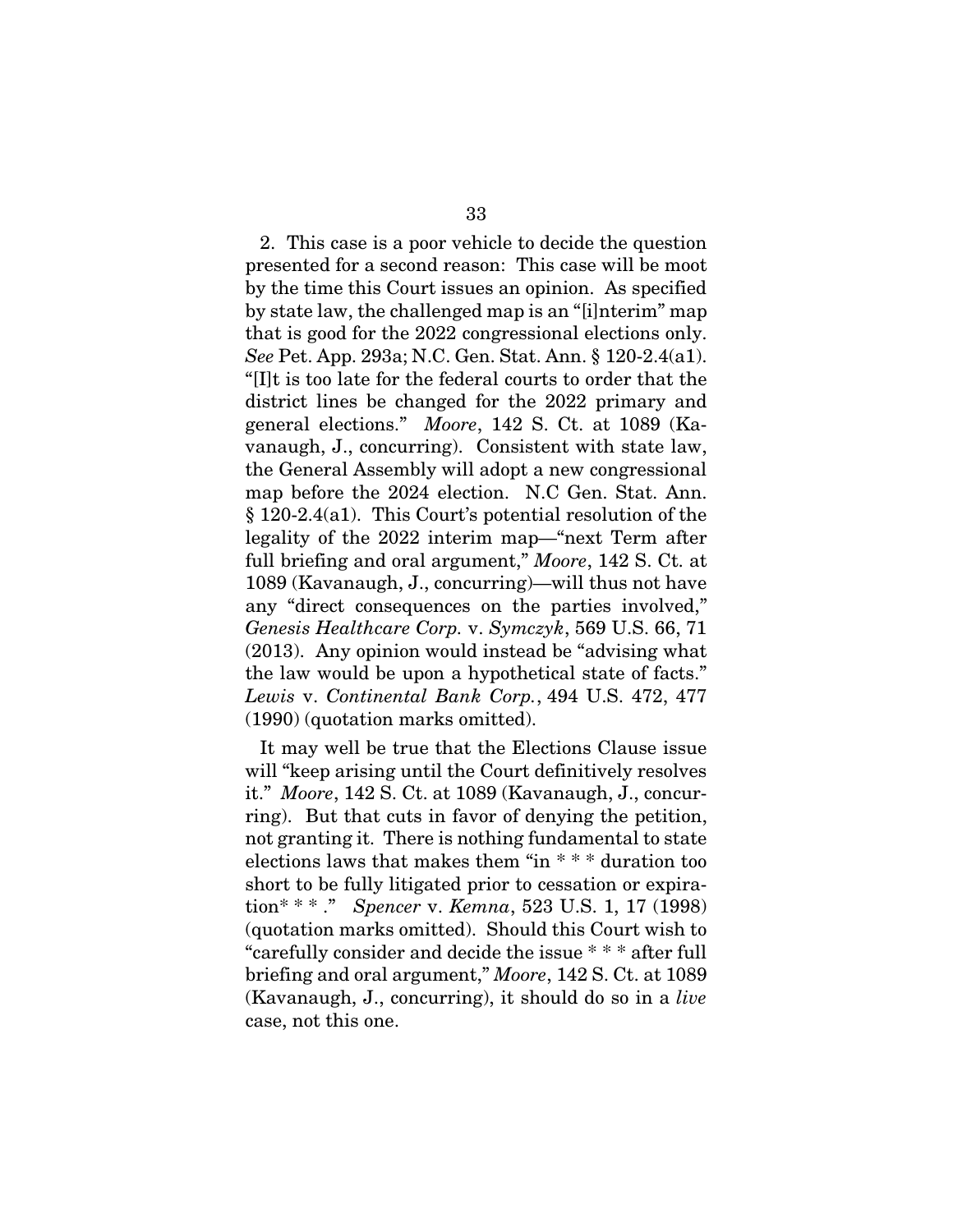2. This case is a poor vehicle to decide the question presented for a second reason: This case will be moot by the time this Court issues an opinion. As specified by state law, the challenged map is an "[i]nterim" map that is good for the 2022 congressional elections only. *See* Pet. App. 293a; N.C. Gen. Stat. Ann. § 120-2.4(a1). "[I]t is too late for the federal courts to order that the district lines be changed for the 2022 primary and general elections." *Moore*, 142 S. Ct. at 1089 (Kavanaugh, J., concurring). Consistent with state law, the General Assembly will adopt a new congressional map before the 2024 election. N.C Gen. Stat. Ann. § 120-2.4(a1). This Court's potential resolution of the legality of the 2022 interim map—"next Term after full briefing and oral argument," *Moore*, 142 S. Ct. at 1089 (Kavanaugh, J., concurring)—will thus not have any "direct consequences on the parties involved," *Genesis Healthcare Corp.* v. *Symczyk*, 569 U.S. 66, 71 (2013). Any opinion would instead be "advising what the law would be upon a hypothetical state of facts." *Lewis* v. *Continental Bank Corp.*, 494 U.S. 472, 477 (1990) (quotation marks omitted).

It may well be true that the Elections Clause issue will "keep arising until the Court definitively resolves it." *Moore*, 142 S. Ct. at 1089 (Kavanaugh, J., concurring). But that cuts in favor of denying the petition, not granting it. There is nothing fundamental to state elections laws that makes them "in * * * duration too short to be fully litigated prior to cessation or expiration* * * ." *Spencer* v. *Kemna*, 523 U.S. 1, 17 (1998) (quotation marks omitted). Should this Court wish to "carefully consider and decide the issue * * * after full briefing and oral argument," *Moore*, 142 S. Ct. at 1089 (Kavanaugh, J., concurring), it should do so in a *live* case, not this one.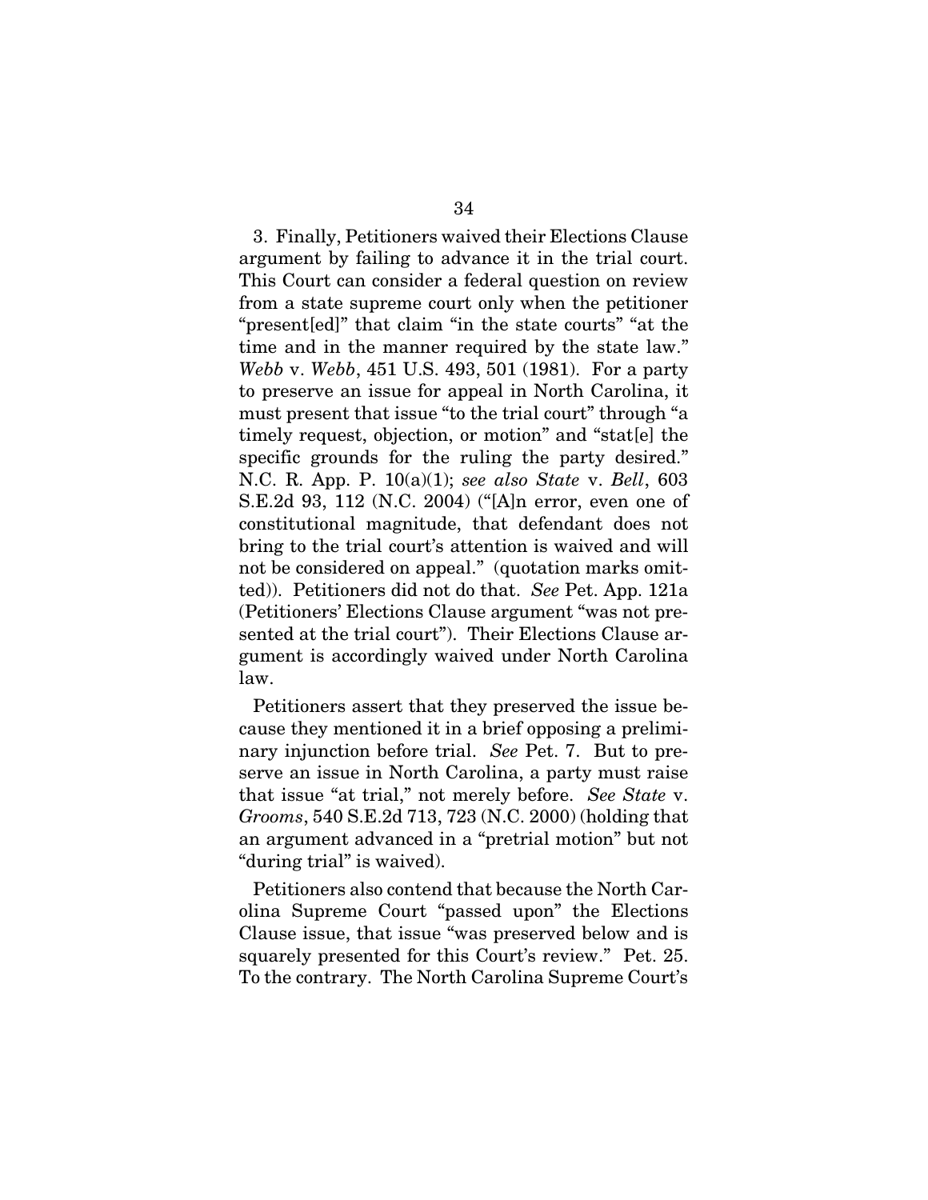3. Finally, Petitioners waived their Elections Clause argument by failing to advance it in the trial court. This Court can consider a federal question on review from a state supreme court only when the petitioner "present[ed]" that claim "in the state courts" "at the time and in the manner required by the state law." *Webb* v. *Webb*, 451 U.S. 493, 501 (1981). For a party to preserve an issue for appeal in North Carolina, it must present that issue "to the trial court" through "a timely request, objection, or motion" and "stat[e] the specific grounds for the ruling the party desired." N.C. R. App. P. 10(a)(1); *see also State* v. *Bell*, 603 S.E.2d 93, 112 (N.C. 2004) ("[A]n error, even one of constitutional magnitude, that defendant does not bring to the trial court's attention is waived and will not be considered on appeal." (quotation marks omitted)). Petitioners did not do that. *See* Pet. App. 121a (Petitioners' Elections Clause argument "was not presented at the trial court"). Their Elections Clause argument is accordingly waived under North Carolina law.

Petitioners assert that they preserved the issue because they mentioned it in a brief opposing a preliminary injunction before trial. *See* Pet. 7. But to preserve an issue in North Carolina, a party must raise that issue "at trial," not merely before. *See State* v. *Grooms*, 540 S.E.2d 713, 723 (N.C. 2000) (holding that an argument advanced in a "pretrial motion" but not "during trial" is waived).

Petitioners also contend that because the North Carolina Supreme Court "passed upon" the Elections Clause issue, that issue "was preserved below and is squarely presented for this Court's review." Pet. 25. To the contrary. The North Carolina Supreme Court's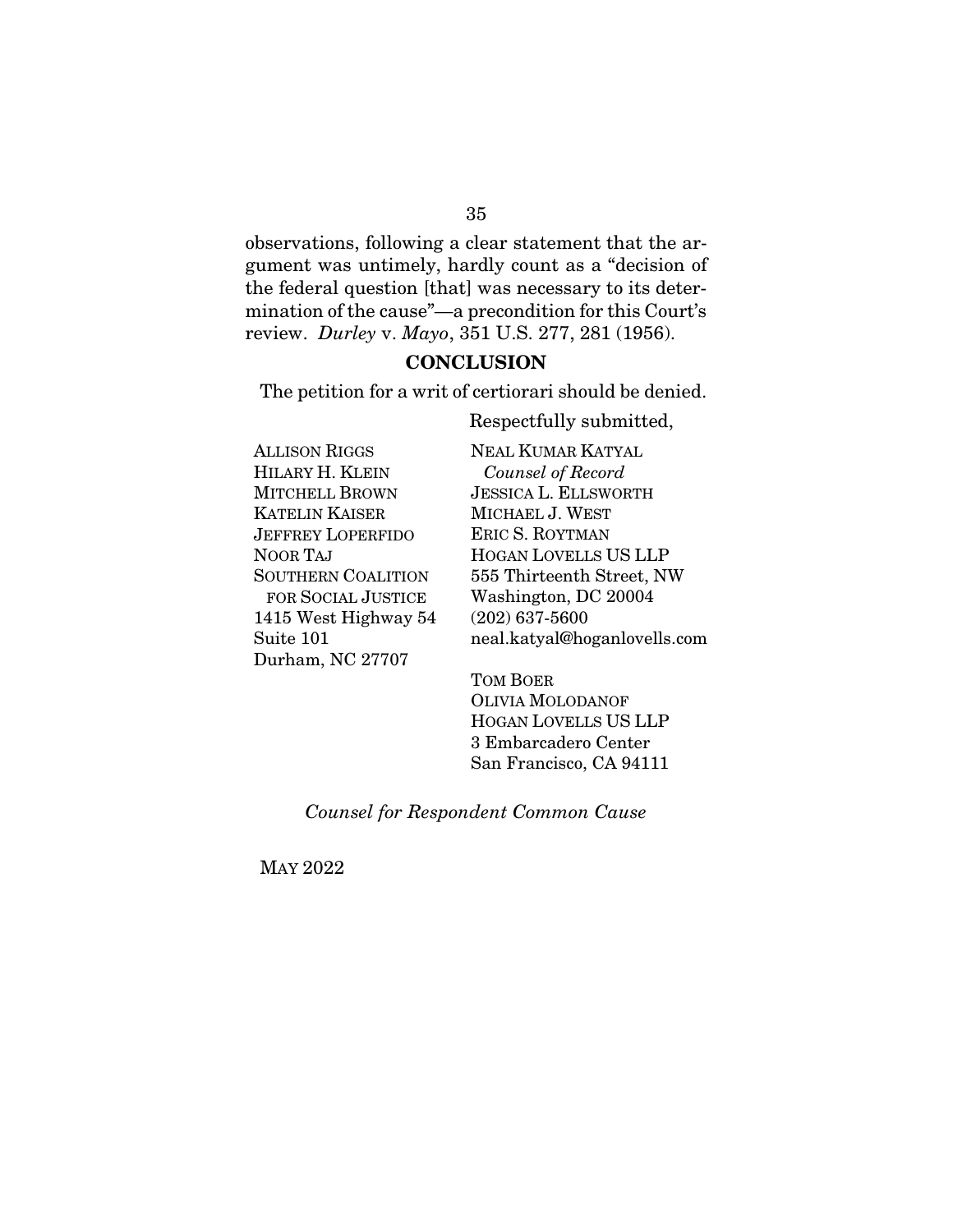observations, following a clear statement that the argument was untimely, hardly count as a "decision of the federal question [that] was necessary to its determination of the cause"—a precondition for this Court's review. *Durley* v. *Mayo*, 351 U.S. 277, 281 (1956).

## CONCLUSION

The petition for a writ of certiorari should be denied.

Respectfully submitted,

NEAL KUMAR KATYAL
*Counsel of Record*
JESSICA L. ELLSWORTH
MICHAEL J. WEST
ERIC S. ROYTMAN
HOGAN LOVELLS US LLP
555 Thirteenth Street, NW
Washington, DC 20004
(202) 637-5600
neal.katyal@hoganlovells.com

TOM BOER
OLIVIA MOLODANOF
HOGAN LOVELLS US LLP
3 Embarcadero Center
San Francisco, CA 94111

ALLISON RIGGS
HILARY H. KLEIN
MITCHELL BROWN
KATELIN KAISER
JEFFREY LOPERFIDO
NOOR TAJ
SOUTHERN COALITION FOR SOCIAL JUSTICE
1415 West Highway 54
Suite 101
Durham, NC 27707

*Counsel for Respondent Common Cause*

MAY 2022